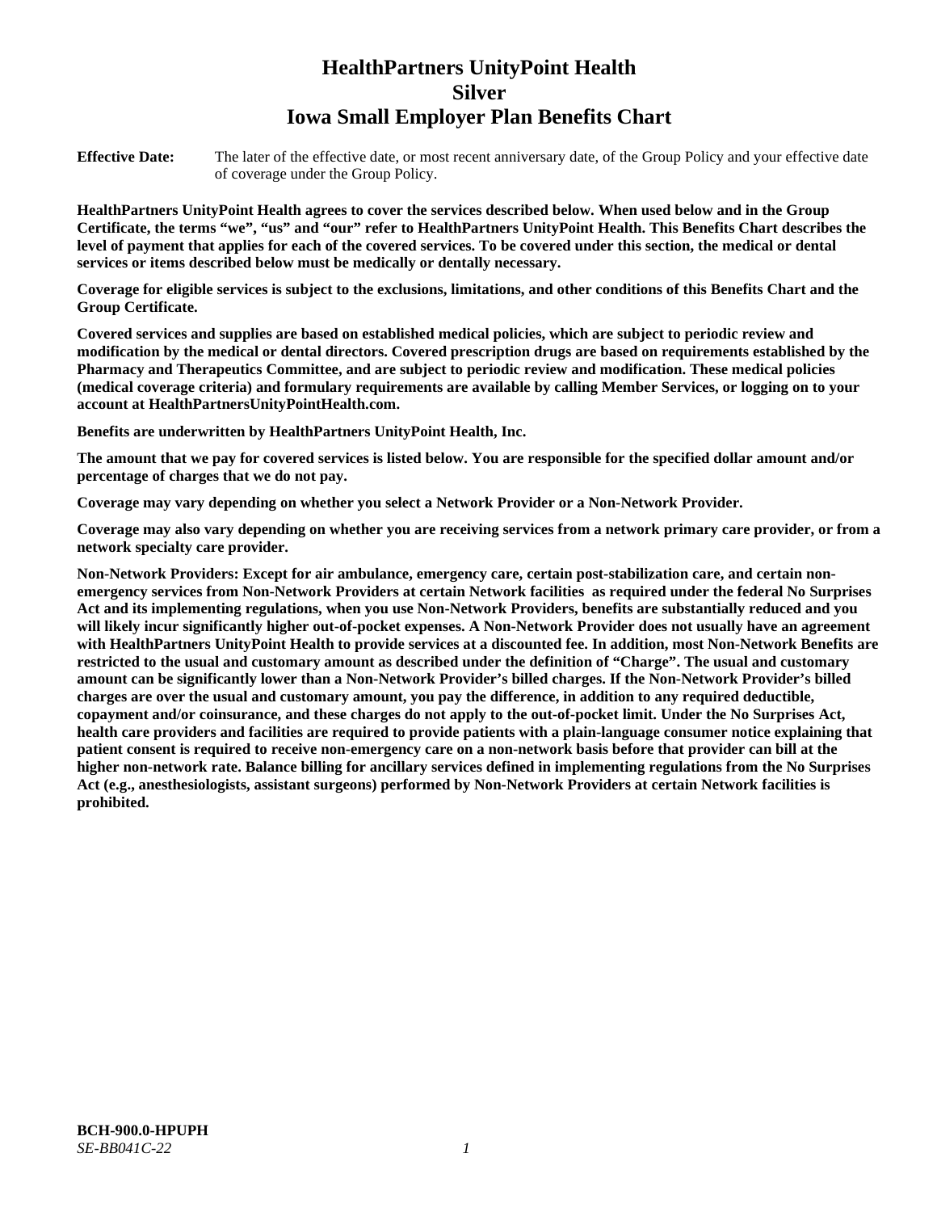# HealthPartners UnityPoint Health
# Silver
# Iowa Small Employer Plan Benefits Chart

**Effective Date:** The later of the effective date, or most recent anniversary date, of the Group Policy and your effective date of coverage under the Group Policy.

**HealthPartners UnityPoint Health agrees to cover the services described below. When used below and in the Group Certificate, the terms "we", "us" and "our" refer to HealthPartners UnityPoint Health. This Benefits Chart describes the level of payment that applies for each of the covered services. To be covered under this section, the medical or dental services or items described below must be medically or dentally necessary.**

**Coverage for eligible services is subject to the exclusions, limitations, and other conditions of this Benefits Chart and the Group Certificate.**

**Covered services and supplies are based on established medical policies, which are subject to periodic review and modification by the medical or dental directors. Covered prescription drugs are based on requirements established by the Pharmacy and Therapeutics Committee, and are subject to periodic review and modification. These medical policies (medical coverage criteria) and formulary requirements are available by calling Member Services, or logging on to your account at HealthPartnersUnityPointHealth.com.**

**Benefits are underwritten by HealthPartners UnityPoint Health, Inc.**

**The amount that we pay for covered services is listed below. You are responsible for the specified dollar amount and/or percentage of charges that we do not pay.**

**Coverage may vary depending on whether you select a Network Provider or a Non-Network Provider.**

**Coverage may also vary depending on whether you are receiving services from a network primary care provider, or from a network specialty care provider.**

**Non-Network Providers: Except for air ambulance, emergency care, certain post-stabilization care, and certain non-emergency services from Non-Network Providers at certain Network facilities as required under the federal No Surprises Act and its implementing regulations, when you use Non-Network Providers, benefits are substantially reduced and you will likely incur significantly higher out-of-pocket expenses. A Non-Network Provider does not usually have an agreement with HealthPartners UnityPoint Health to provide services at a discounted fee. In addition, most Non-Network Benefits are restricted to the usual and customary amount as described under the definition of "Charge". The usual and customary amount can be significantly lower than a Non-Network Provider's billed charges. If the Non-Network Provider's billed charges are over the usual and customary amount, you pay the difference, in addition to any required deductible, copayment and/or coinsurance, and these charges do not apply to the out-of-pocket limit. Under the No Surprises Act, health care providers and facilities are required to provide patients with a plain-language consumer notice explaining that patient consent is required to receive non-emergency care on a non-network basis before that provider can bill at the higher non-network rate. Balance billing for ancillary services defined in implementing regulations from the No Surprises Act (e.g., anesthesiologists, assistant surgeons) performed by Non-Network Providers at certain Network facilities is prohibited.**

**BCH-900.0-HPUPH**
*SE-BB041C-22*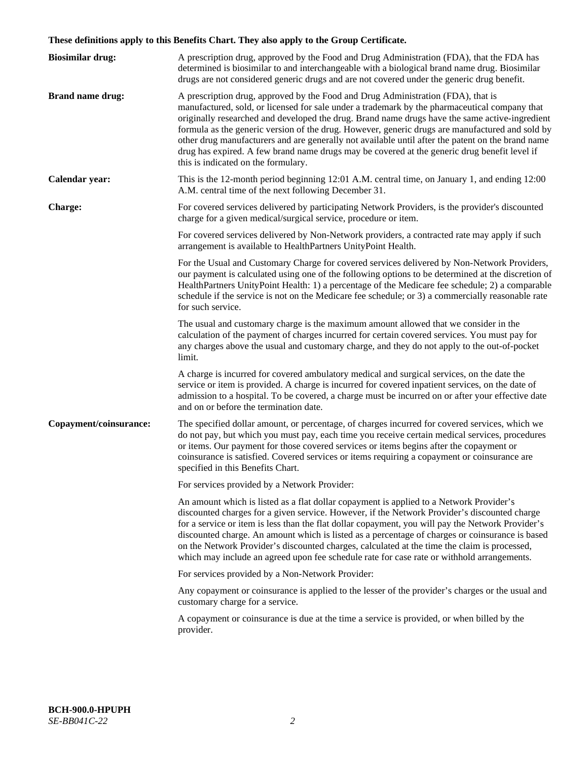**These definitions apply to this Benefits Chart. They also apply to the Group Certificate.**

**Biosimilar drug:** A prescription drug, approved by the Food and Drug Administration (FDA), that the FDA has determined is biosimilar to and interchangeable with a biological brand name drug. Biosimilar drugs are not considered generic drugs and are not covered under the generic drug benefit.

**Brand name drug:** A prescription drug, approved by the Food and Drug Administration (FDA), that is manufactured, sold, or licensed for sale under a trademark by the pharmaceutical company that originally researched and developed the drug. Brand name drugs have the same active-ingredient formula as the generic version of the drug. However, generic drugs are manufactured and sold by other drug manufacturers and are generally not available until after the patent on the brand name drug has expired. A few brand name drugs may be covered at the generic drug benefit level if this is indicated on the formulary.

**Calendar year:** This is the 12-month period beginning 12:01 A.M. central time, on January 1, and ending 12:00 A.M. central time of the next following December 31.

**Charge:** For covered services delivered by participating Network Providers, is the provider's discounted charge for a given medical/surgical service, procedure or item.

For covered services delivered by Non-Network providers, a contracted rate may apply if such arrangement is available to HealthPartners UnityPoint Health.

For the Usual and Customary Charge for covered services delivered by Non-Network Providers, our payment is calculated using one of the following options to be determined at the discretion of HealthPartners UnityPoint Health: 1) a percentage of the Medicare fee schedule; 2) a comparable schedule if the service is not on the Medicare fee schedule; or 3) a commercially reasonable rate for such service.

The usual and customary charge is the maximum amount allowed that we consider in the calculation of the payment of charges incurred for certain covered services. You must pay for any charges above the usual and customary charge, and they do not apply to the out-of-pocket limit.

A charge is incurred for covered ambulatory medical and surgical services, on the date the service or item is provided. A charge is incurred for covered inpatient services, on the date of admission to a hospital. To be covered, a charge must be incurred on or after your effective date and on or before the termination date.

**Copayment/coinsurance:** The specified dollar amount, or percentage, of charges incurred for covered services, which we do not pay, but which you must pay, each time you receive certain medical services, procedures or items. Our payment for those covered services or items begins after the copayment or coinsurance is satisfied. Covered services or items requiring a copayment or coinsurance are specified in this Benefits Chart.

For services provided by a Network Provider:

An amount which is listed as a flat dollar copayment is applied to a Network Provider's discounted charges for a given service. However, if the Network Provider's discounted charge for a service or item is less than the flat dollar copayment, you will pay the Network Provider's discounted charge. An amount which is listed as a percentage of charges or coinsurance is based on the Network Provider's discounted charges, calculated at the time the claim is processed, which may include an agreed upon fee schedule rate for case rate or withhold arrangements.

For services provided by a Non-Network Provider:

Any copayment or coinsurance is applied to the lesser of the provider's charges or the usual and customary charge for a service.

A copayment or coinsurance is due at the time a service is provided, or when billed by the provider.

**BCH-900.0-HPUPH**
*SE-BB041C-22*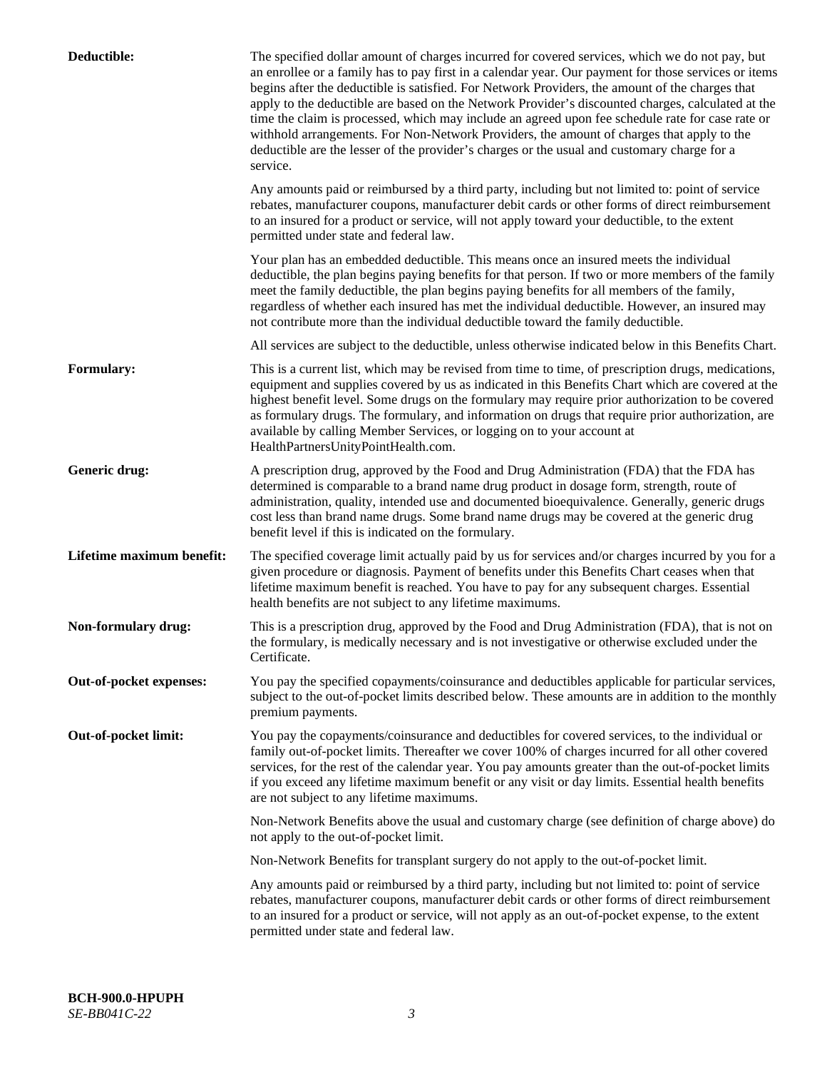**Deductible:** The specified dollar amount of charges incurred for covered services, which we do not pay, but an enrollee or a family has to pay first in a calendar year. Our payment for those services or items begins after the deductible is satisfied. For Network Providers, the amount of the charges that apply to the deductible are based on the Network Provider's discounted charges, calculated at the time the claim is processed, which may include an agreed upon fee schedule rate for case rate or withhold arrangements. For Non-Network Providers, the amount of charges that apply to the deductible are the lesser of the provider's charges or the usual and customary charge for a service.

Any amounts paid or reimbursed by a third party, including but not limited to: point of service rebates, manufacturer coupons, manufacturer debit cards or other forms of direct reimbursement to an insured for a product or service, will not apply toward your deductible, to the extent permitted under state and federal law.

Your plan has an embedded deductible. This means once an insured meets the individual deductible, the plan begins paying benefits for that person. If two or more members of the family meet the family deductible, the plan begins paying benefits for all members of the family, regardless of whether each insured has met the individual deductible. However, an insured may not contribute more than the individual deductible toward the family deductible.

All services are subject to the deductible, unless otherwise indicated below in this Benefits Chart.

**Formulary:** This is a current list, which may be revised from time to time, of prescription drugs, medications, equipment and supplies covered by us as indicated in this Benefits Chart which are covered at the highest benefit level. Some drugs on the formulary may require prior authorization to be covered as formulary drugs. The formulary, and information on drugs that require prior authorization, are available by calling Member Services, or logging on to your account at HealthPartnersUnityPointHealth.com.

**Generic drug:** A prescription drug, approved by the Food and Drug Administration (FDA) that the FDA has determined is comparable to a brand name drug product in dosage form, strength, route of administration, quality, intended use and documented bioequivalence. Generally, generic drugs cost less than brand name drugs. Some brand name drugs may be covered at the generic drug benefit level if this is indicated on the formulary.

**Lifetime maximum benefit:** The specified coverage limit actually paid by us for services and/or charges incurred by you for a given procedure or diagnosis. Payment of benefits under this Benefits Chart ceases when that lifetime maximum benefit is reached. You have to pay for any subsequent charges. Essential health benefits are not subject to any lifetime maximums.

**Non-formulary drug:** This is a prescription drug, approved by the Food and Drug Administration (FDA), that is not on the formulary, is medically necessary and is not investigative or otherwise excluded under the Certificate.

**Out-of-pocket expenses:** You pay the specified copayments/coinsurance and deductibles applicable for particular services, subject to the out-of-pocket limits described below. These amounts are in addition to the monthly premium payments.

**Out-of-pocket limit:** You pay the copayments/coinsurance and deductibles for covered services, to the individual or family out-of-pocket limits. Thereafter we cover 100% of charges incurred for all other covered services, for the rest of the calendar year. You pay amounts greater than the out-of-pocket limits if you exceed any lifetime maximum benefit or any visit or day limits. Essential health benefits are not subject to any lifetime maximums.

Non-Network Benefits above the usual and customary charge (see definition of charge above) do not apply to the out-of-pocket limit.

Non-Network Benefits for transplant surgery do not apply to the out-of-pocket limit.

Any amounts paid or reimbursed by a third party, including but not limited to: point of service rebates, manufacturer coupons, manufacturer debit cards or other forms of direct reimbursement to an insured for a product or service, will not apply as an out-of-pocket expense, to the extent permitted under state and federal law.

**BCH-900.0-HPUPH**
*SE-BB041C-22*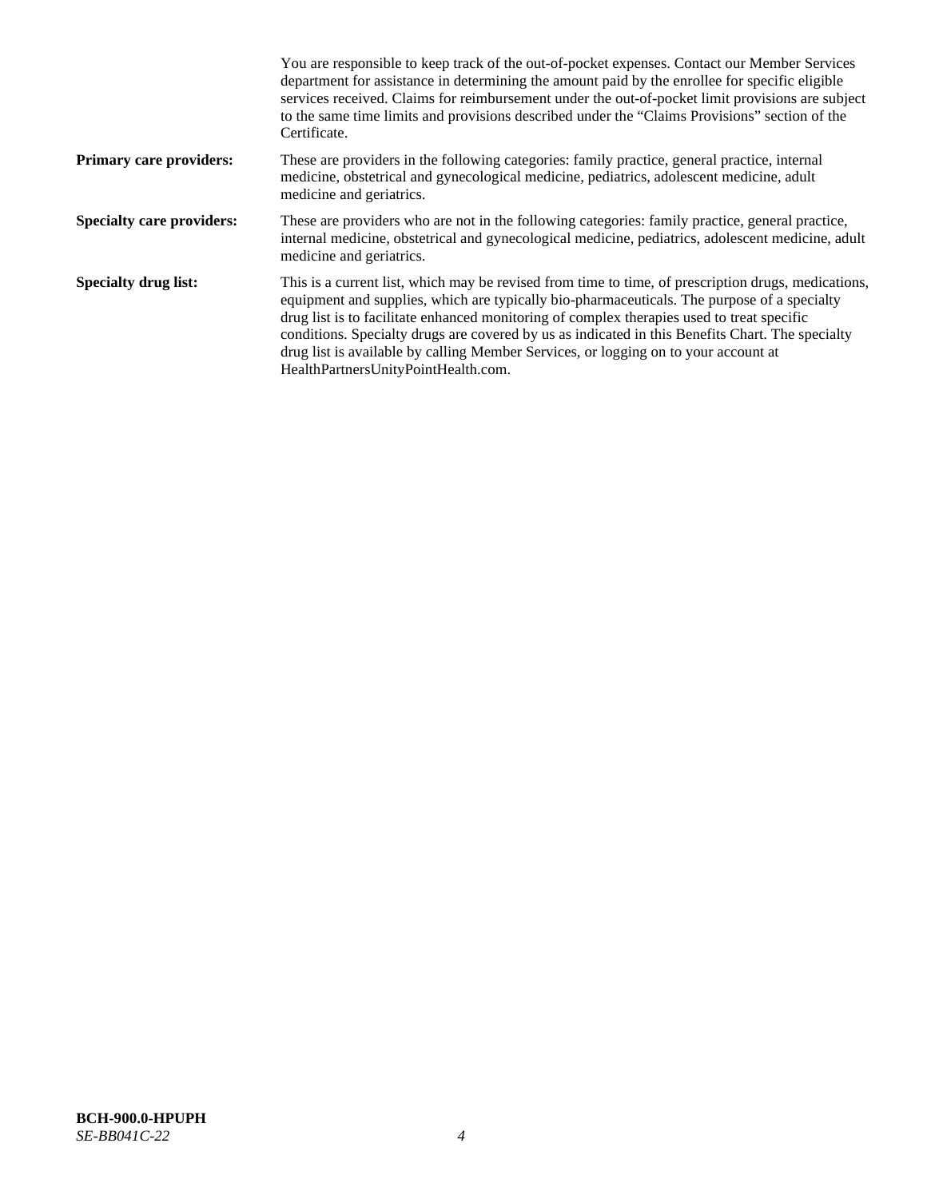You are responsible to keep track of the out-of-pocket expenses. Contact our Member Services department for assistance in determining the amount paid by the enrollee for specific eligible services received. Claims for reimbursement under the out-of-pocket limit provisions are subject to the same time limits and provisions described under the "Claims Provisions" section of the Certificate.

**Primary care providers:** These are providers in the following categories: family practice, general practice, internal medicine, obstetrical and gynecological medicine, pediatrics, adolescent medicine, adult medicine and geriatrics.

**Specialty care providers:** These are providers who are not in the following categories: family practice, general practice, internal medicine, obstetrical and gynecological medicine, pediatrics, adolescent medicine, adult medicine and geriatrics.

**Specialty drug list:** This is a current list, which may be revised from time to time, of prescription drugs, medications, equipment and supplies, which are typically bio-pharmaceuticals. The purpose of a specialty drug list is to facilitate enhanced monitoring of complex therapies used to treat specific conditions. Specialty drugs are covered by us as indicated in this Benefits Chart. The specialty drug list is available by calling Member Services, or logging on to your account at HealthPartnersUnityPointHealth.com.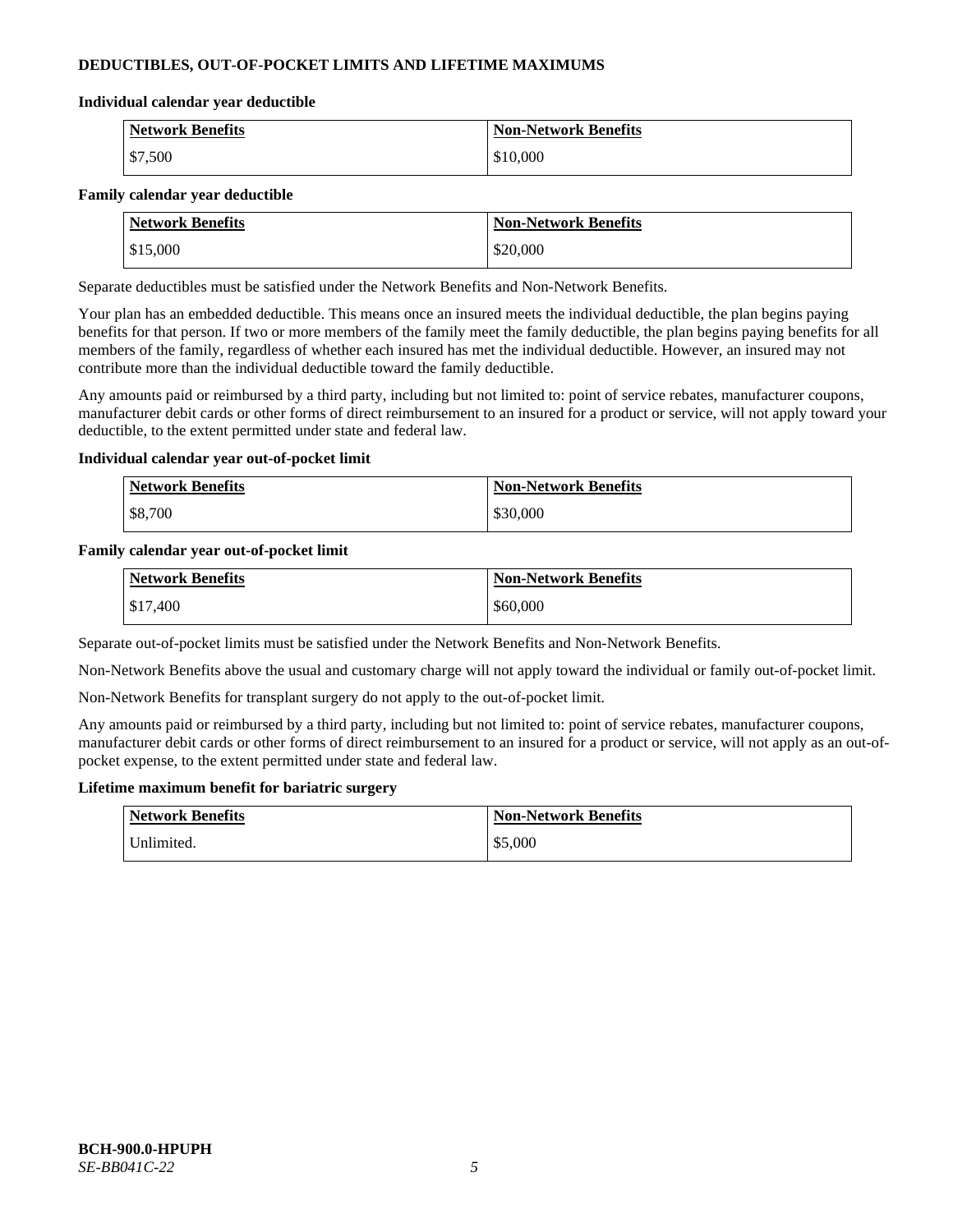## DEDUCTIBLES, OUT-OF-POCKET LIMITS AND LIFETIME MAXIMUMS

**Individual calendar year deductible**

| Network Benefits | Non-Network Benefits |
| --- | --- |
| $7,500 | $10,000 |

**Family calendar year deductible**

| Network Benefits | Non-Network Benefits |
| --- | --- |
| $15,000 | $20,000 |

Separate deductibles must be satisfied under the Network Benefits and Non-Network Benefits.

Your plan has an embedded deductible. This means once an insured meets the individual deductible, the plan begins paying benefits for that person. If two or more members of the family meet the family deductible, the plan begins paying benefits for all members of the family, regardless of whether each insured has met the individual deductible. However, an insured may not contribute more than the individual deductible toward the family deductible.

Any amounts paid or reimbursed by a third party, including but not limited to: point of service rebates, manufacturer coupons, manufacturer debit cards or other forms of direct reimbursement to an insured for a product or service, will not apply toward your deductible, to the extent permitted under state and federal law.

**Individual calendar year out-of-pocket limit**

| Network Benefits | Non-Network Benefits |
| --- | --- |
| $8,700 | $30,000 |

**Family calendar year out-of-pocket limit**

| Network Benefits | Non-Network Benefits |
| --- | --- |
| $17,400 | $60,000 |

Separate out-of-pocket limits must be satisfied under the Network Benefits and Non-Network Benefits.

Non-Network Benefits above the usual and customary charge will not apply toward the individual or family out-of-pocket limit.

Non-Network Benefits for transplant surgery do not apply to the out-of-pocket limit.

Any amounts paid or reimbursed by a third party, including but not limited to: point of service rebates, manufacturer coupons, manufacturer debit cards or other forms of direct reimbursement to an insured for a product or service, will not apply as an out-of-pocket expense, to the extent permitted under state and federal law.

**Lifetime maximum benefit for bariatric surgery**

| Network Benefits | Non-Network Benefits |
| --- | --- |
| Unlimited. | $5,000 |

**BCH-900.0-HPUPH**
*SE-BB041C-22*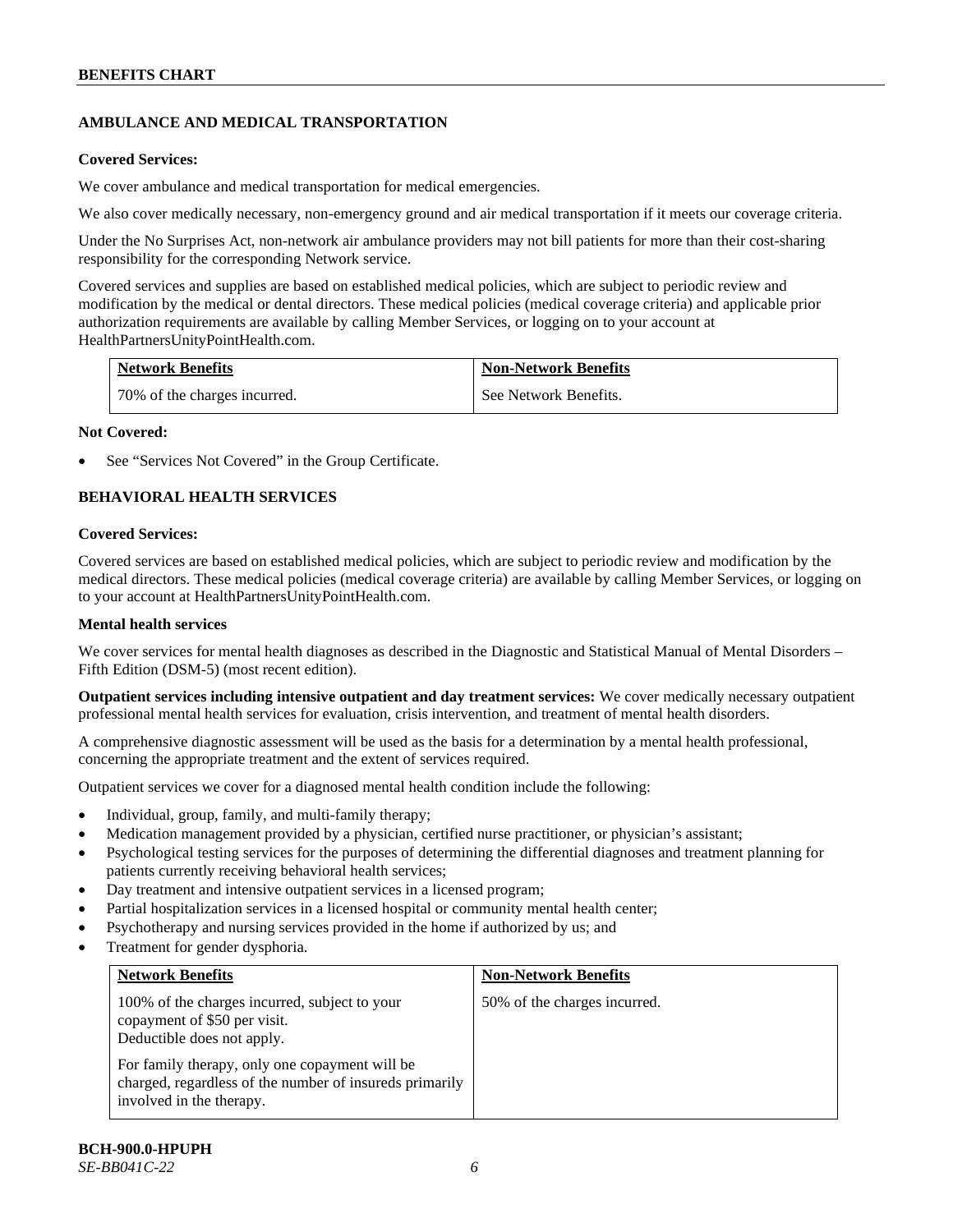## AMBULANCE AND MEDICAL TRANSPORTATION

**Covered Services:**

We cover ambulance and medical transportation for medical emergencies.

We also cover medically necessary, non-emergency ground and air medical transportation if it meets our coverage criteria.

Under the No Surprises Act, non-network air ambulance providers may not bill patients for more than their cost-sharing responsibility for the corresponding Network service.

Covered services and supplies are based on established medical policies, which are subject to periodic review and modification by the medical or dental directors. These medical policies (medical coverage criteria) and applicable prior authorization requirements are available by calling Member Services, or logging on to your account at HealthPartnersUnityPointHealth.com.

| Network Benefits | Non-Network Benefits |
| --- | --- |
| 70% of the charges incurred. | See Network Benefits. |

**Not Covered:**

- See "Services Not Covered" in the Group Certificate.

## BEHAVIORAL HEALTH SERVICES

**Covered Services:**

Covered services are based on established medical policies, which are subject to periodic review and modification by the medical directors. These medical policies (medical coverage criteria) are available by calling Member Services, or logging on to your account at HealthPartnersUnityPointHealth.com.

**Mental health services**

We cover services for mental health diagnoses as described in the Diagnostic and Statistical Manual of Mental Disorders – Fifth Edition (DSM-5) (most recent edition).

**Outpatient services including intensive outpatient and day treatment services:** We cover medically necessary outpatient professional mental health services for evaluation, crisis intervention, and treatment of mental health disorders.

A comprehensive diagnostic assessment will be used as the basis for a determination by a mental health professional, concerning the appropriate treatment and the extent of services required.

Outpatient services we cover for a diagnosed mental health condition include the following:

- Individual, group, family, and multi-family therapy;
- Medication management provided by a physician, certified nurse practitioner, or physician's assistant;
- Psychological testing services for the purposes of determining the differential diagnoses and treatment planning for patients currently receiving behavioral health services;
- Day treatment and intensive outpatient services in a licensed program;
- Partial hospitalization services in a licensed hospital or community mental health center;
- Psychotherapy and nursing services provided in the home if authorized by us; and
- Treatment for gender dysphoria.

| Network Benefits | Non-Network Benefits |
| --- | --- |
| 100% of the charges incurred, subject to your copayment of $50 per visit. Deductible does not apply.<br><br>For family therapy, only one copayment will be charged, regardless of the number of insureds primarily involved in the therapy. | 50% of the charges incurred. |

BCH-900.0-HPUPH
*SE-BB041C-22*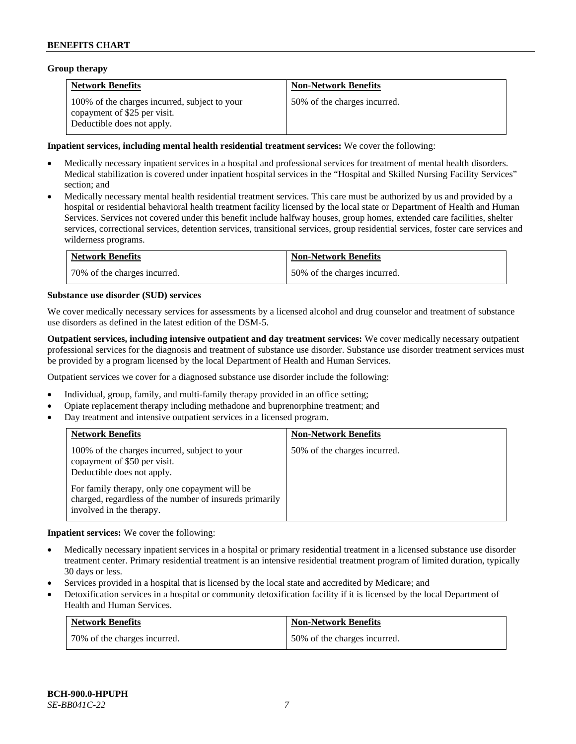**Group therapy**

| Network Benefits | Non-Network Benefits |
| --- | --- |
| 100% of the charges incurred, subject to your copayment of $25 per visit. Deductible does not apply. | 50% of the charges incurred. |

**Inpatient services, including mental health residential treatment services:** We cover the following:

- Medically necessary inpatient services in a hospital and professional services for treatment of mental health disorders. Medical stabilization is covered under inpatient hospital services in the "Hospital and Skilled Nursing Facility Services" section; and
- Medically necessary mental health residential treatment services. This care must be authorized by us and provided by a hospital or residential behavioral health treatment facility licensed by the local state or Department of Health and Human Services. Services not covered under this benefit include halfway houses, group homes, extended care facilities, shelter services, correctional services, detention services, transitional services, group residential services, foster care services and wilderness programs.

| Network Benefits | Non-Network Benefits |
| --- | --- |
| 70% of the charges incurred. | 50% of the charges incurred. |

**Substance use disorder (SUD) services**

We cover medically necessary services for assessments by a licensed alcohol and drug counselor and treatment of substance use disorders as defined in the latest edition of the DSM-5.

**Outpatient services, including intensive outpatient and day treatment services:** We cover medically necessary outpatient professional services for the diagnosis and treatment of substance use disorder. Substance use disorder treatment services must be provided by a program licensed by the local Department of Health and Human Services.

Outpatient services we cover for a diagnosed substance use disorder include the following:

- Individual, group, family, and multi-family therapy provided in an office setting;
- Opiate replacement therapy including methadone and buprenorphine treatment; and
- Day treatment and intensive outpatient services in a licensed program.

| Network Benefits | Non-Network Benefits |
| --- | --- |
| 100% of the charges incurred, subject to your copayment of $50 per visit. Deductible does not apply. For family therapy, only one copayment will be charged, regardless of the number of insureds primarily involved in the therapy. | 50% of the charges incurred. |

**Inpatient services:** We cover the following:

- Medically necessary inpatient services in a hospital or primary residential treatment in a licensed substance use disorder treatment center. Primary residential treatment is an intensive residential treatment program of limited duration, typically 30 days or less.
- Services provided in a hospital that is licensed by the local state and accredited by Medicare; and
- Detoxification services in a hospital or community detoxification facility if it is licensed by the local Department of Health and Human Services.

| Network Benefits | Non-Network Benefits |
| --- | --- |
| 70% of the charges incurred. | 50% of the charges incurred. |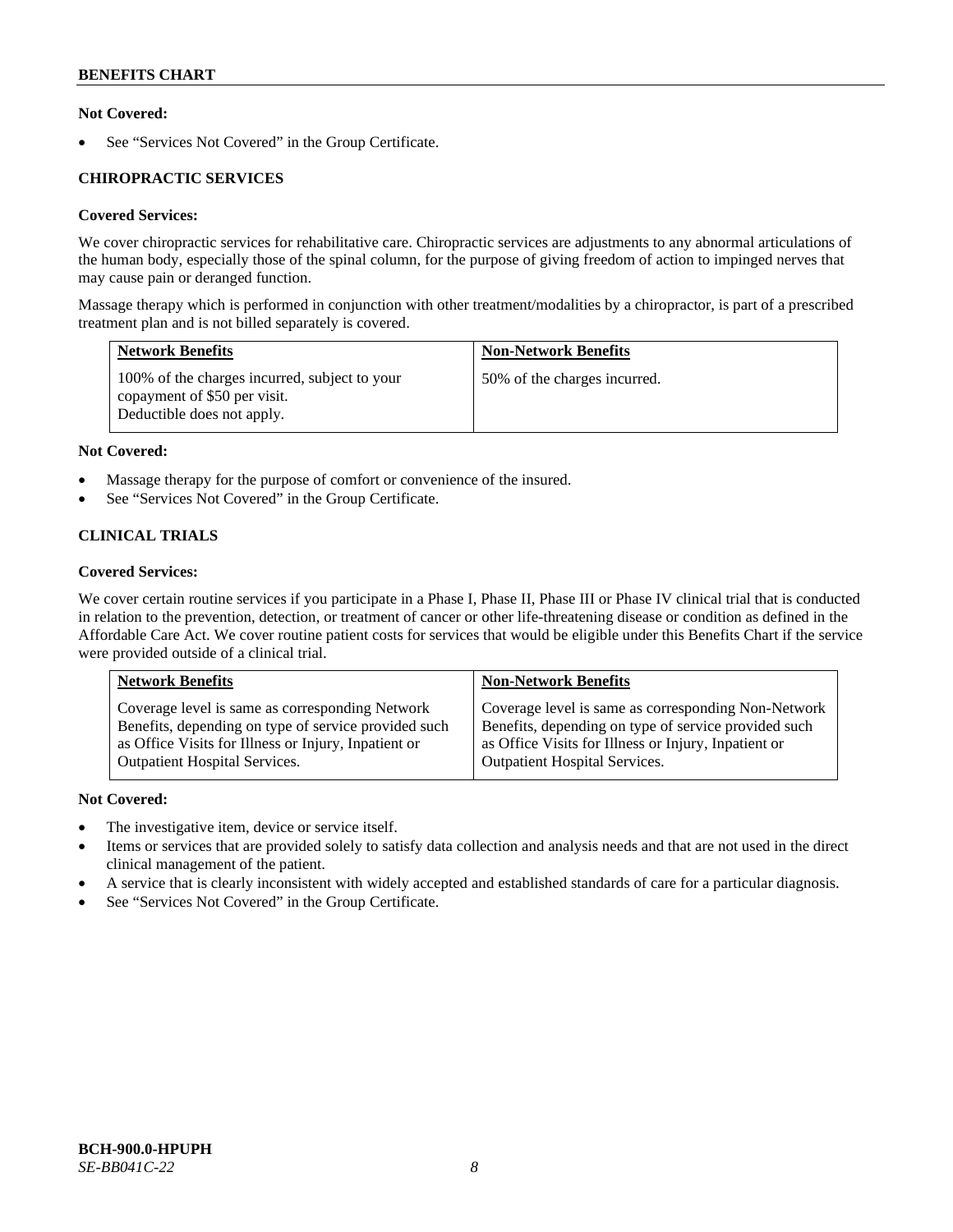**Not Covered:**

- See "Services Not Covered" in the Group Certificate.

**CHIROPRACTIC SERVICES**

**Covered Services:**

We cover chiropractic services for rehabilitative care. Chiropractic services are adjustments to any abnormal articulations of the human body, especially those of the spinal column, for the purpose of giving freedom of action to impinged nerves that may cause pain or deranged function.

Massage therapy which is performed in conjunction with other treatment/modalities by a chiropractor, is part of a prescribed treatment plan and is not billed separately is covered.

| Network Benefits | Non-Network Benefits |
|---|---|
| 100% of the charges incurred, subject to your copayment of $50 per visit. Deductible does not apply. | 50% of the charges incurred. |

**Not Covered:**

- Massage therapy for the purpose of comfort or convenience of the insured.
- See "Services Not Covered" in the Group Certificate.

**CLINICAL TRIALS**

**Covered Services:**

We cover certain routine services if you participate in a Phase I, Phase II, Phase III or Phase IV clinical trial that is conducted in relation to the prevention, detection, or treatment of cancer or other life-threatening disease or condition as defined in the Affordable Care Act. We cover routine patient costs for services that would be eligible under this Benefits Chart if the service were provided outside of a clinical trial.

| Network Benefits | Non-Network Benefits |
|---|---|
| Coverage level is same as corresponding Network Benefits, depending on type of service provided such as Office Visits for Illness or Injury, Inpatient or Outpatient Hospital Services. | Coverage level is same as corresponding Non-Network Benefits, depending on type of service provided such as Office Visits for Illness or Injury, Inpatient or Outpatient Hospital Services. |

**Not Covered:**

- The investigative item, device or service itself.
- Items or services that are provided solely to satisfy data collection and analysis needs and that are not used in the direct clinical management of the patient.
- A service that is clearly inconsistent with widely accepted and established standards of care for a particular diagnosis.
- See "Services Not Covered" in the Group Certificate.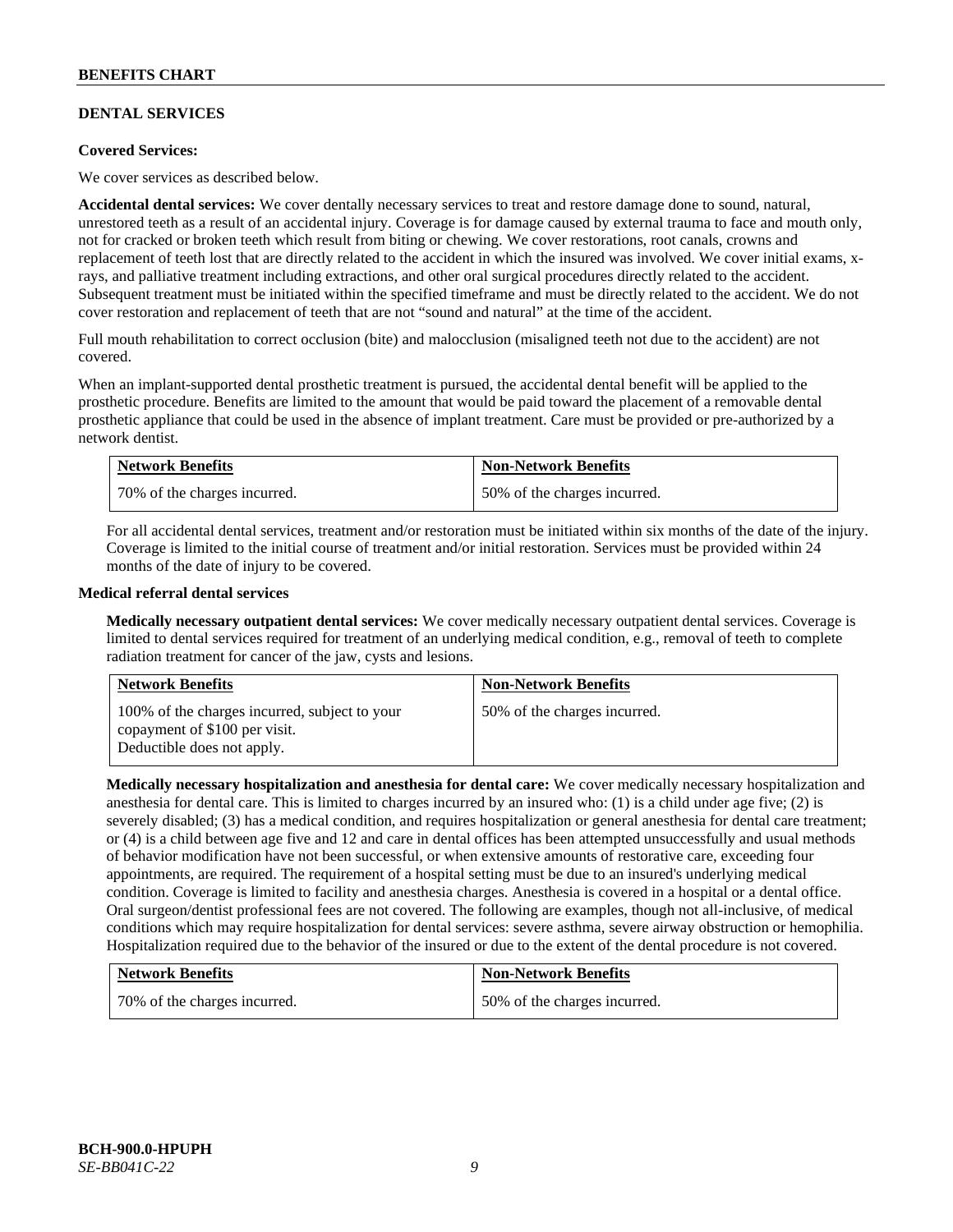## DENTAL SERVICES

**Covered Services:**

We cover services as described below.

**Accidental dental services:** We cover dentally necessary services to treat and restore damage done to sound, natural, unrestored teeth as a result of an accidental injury. Coverage is for damage caused by external trauma to face and mouth only, not for cracked or broken teeth which result from biting or chewing. We cover restorations, root canals, crowns and replacement of teeth lost that are directly related to the accident in which the insured was involved. We cover initial exams, x-rays, and palliative treatment including extractions, and other oral surgical procedures directly related to the accident. Subsequent treatment must be initiated within the specified timeframe and must be directly related to the accident. We do not cover restoration and replacement of teeth that are not "sound and natural" at the time of the accident.

Full mouth rehabilitation to correct occlusion (bite) and malocclusion (misaligned teeth not due to the accident) are not covered.

When an implant-supported dental prosthetic treatment is pursued, the accidental dental benefit will be applied to the prosthetic procedure. Benefits are limited to the amount that would be paid toward the placement of a removable dental prosthetic appliance that could be used in the absence of implant treatment. Care must be provided or pre-authorized by a network dentist.

| Network Benefits | Non-Network Benefits |
|---|---|
| 70% of the charges incurred. | 50% of the charges incurred. |

For all accidental dental services, treatment and/or restoration must be initiated within six months of the date of the injury. Coverage is limited to the initial course of treatment and/or initial restoration. Services must be provided within 24 months of the date of injury to be covered.

**Medical referral dental services**

**Medically necessary outpatient dental services:** We cover medically necessary outpatient dental services. Coverage is limited to dental services required for treatment of an underlying medical condition, e.g., removal of teeth to complete radiation treatment for cancer of the jaw, cysts and lesions.

| Network Benefits | Non-Network Benefits |
|---|---|
| 100% of the charges incurred, subject to your copayment of $100 per visit. Deductible does not apply. | 50% of the charges incurred. |

**Medically necessary hospitalization and anesthesia for dental care:** We cover medically necessary hospitalization and anesthesia for dental care. This is limited to charges incurred by an insured who: (1) is a child under age five; (2) is severely disabled; (3) has a medical condition, and requires hospitalization or general anesthesia for dental care treatment; or (4) is a child between age five and 12 and care in dental offices has been attempted unsuccessfully and usual methods of behavior modification have not been successful, or when extensive amounts of restorative care, exceeding four appointments, are required. The requirement of a hospital setting must be due to an insured's underlying medical condition. Coverage is limited to facility and anesthesia charges. Anesthesia is covered in a hospital or a dental office. Oral surgeon/dentist professional fees are not covered. The following are examples, though not all-inclusive, of medical conditions which may require hospitalization for dental services: severe asthma, severe airway obstruction or hemophilia. Hospitalization required due to the behavior of the insured or due to the extent of the dental procedure is not covered.

| Network Benefits | Non-Network Benefits |
|---|---|
| 70% of the charges incurred. | 50% of the charges incurred. |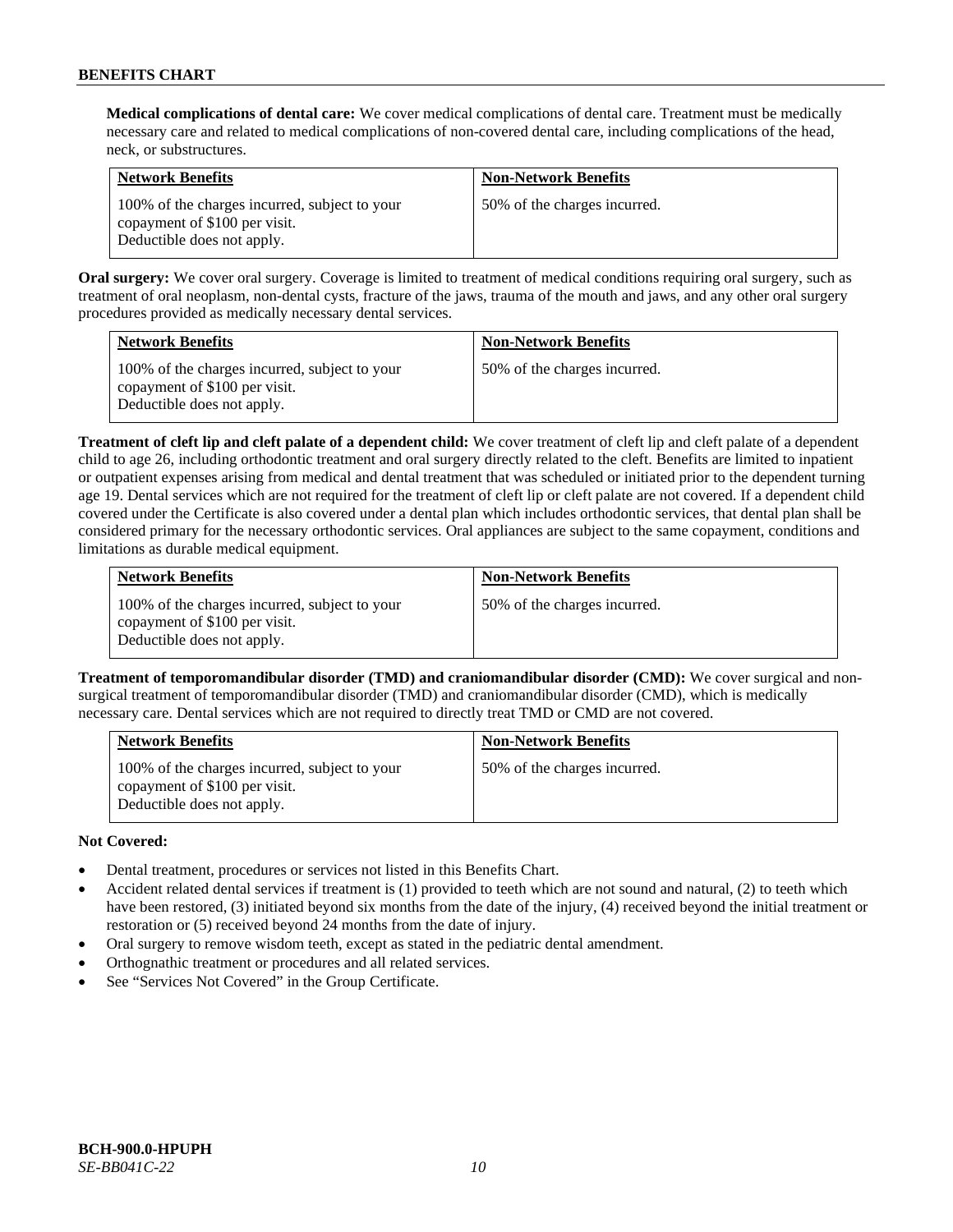**Medical complications of dental care:** We cover medical complications of dental care. Treatment must be medically necessary care and related to medical complications of non-covered dental care, including complications of the head, neck, or substructures.

| Network Benefits | Non-Network Benefits |
|---|---|
| 100% of the charges incurred, subject to your copayment of $100 per visit. Deductible does not apply. | 50% of the charges incurred. |

**Oral surgery:** We cover oral surgery. Coverage is limited to treatment of medical conditions requiring oral surgery, such as treatment of oral neoplasm, non-dental cysts, fracture of the jaws, trauma of the mouth and jaws, and any other oral surgery procedures provided as medically necessary dental services.

| Network Benefits | Non-Network Benefits |
|---|---|
| 100% of the charges incurred, subject to your copayment of $100 per visit. Deductible does not apply. | 50% of the charges incurred. |

**Treatment of cleft lip and cleft palate of a dependent child:** We cover treatment of cleft lip and cleft palate of a dependent child to age 26, including orthodontic treatment and oral surgery directly related to the cleft. Benefits are limited to inpatient or outpatient expenses arising from medical and dental treatment that was scheduled or initiated prior to the dependent turning age 19. Dental services which are not required for the treatment of cleft lip or cleft palate are not covered. If a dependent child covered under the Certificate is also covered under a dental plan which includes orthodontic services, that dental plan shall be considered primary for the necessary orthodontic services. Oral appliances are subject to the same copayment, conditions and limitations as durable medical equipment.

| Network Benefits | Non-Network Benefits |
|---|---|
| 100% of the charges incurred, subject to your copayment of $100 per visit. Deductible does not apply. | 50% of the charges incurred. |

**Treatment of temporomandibular disorder (TMD) and craniomandibular disorder (CMD):** We cover surgical and non-surgical treatment of temporomandibular disorder (TMD) and craniomandibular disorder (CMD), which is medically necessary care. Dental services which are not required to directly treat TMD or CMD are not covered.

| Network Benefits | Non-Network Benefits |
|---|---|
| 100% of the charges incurred, subject to your copayment of $100 per visit. Deductible does not apply. | 50% of the charges incurred. |

**Not Covered:**

- Dental treatment, procedures or services not listed in this Benefits Chart.
- Accident related dental services if treatment is (1) provided to teeth which are not sound and natural, (2) to teeth which have been restored, (3) initiated beyond six months from the date of the injury, (4) received beyond the initial treatment or restoration or (5) received beyond 24 months from the date of injury.
- Oral surgery to remove wisdom teeth, except as stated in the pediatric dental amendment.
- Orthognathic treatment or procedures and all related services.
- See "Services Not Covered" in the Group Certificate.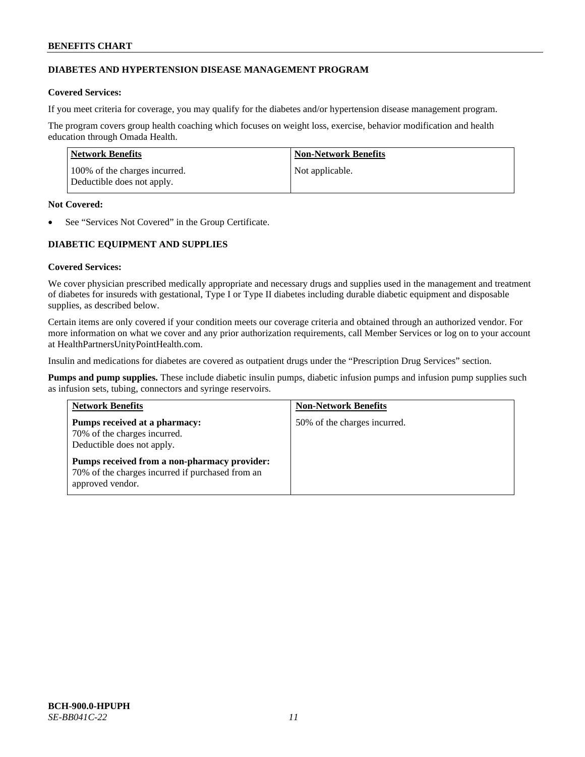## DIABETES AND HYPERTENSION DISEASE MANAGEMENT PROGRAM

**Covered Services:**

If you meet criteria for coverage, you may qualify for the diabetes and/or hypertension disease management program.

The program covers group health coaching which focuses on weight loss, exercise, behavior modification and health education through Omada Health.

| Network Benefits | Non-Network Benefits |
|---|---|
| 100% of the charges incurred.<br>Deductible does not apply. | Not applicable. |

**Not Covered:**

- See "Services Not Covered" in the Group Certificate.

## DIABETIC EQUIPMENT AND SUPPLIES

**Covered Services:**

We cover physician prescribed medically appropriate and necessary drugs and supplies used in the management and treatment of diabetes for insureds with gestational, Type I or Type II diabetes including durable diabetic equipment and disposable supplies, as described below.

Certain items are only covered if your condition meets our coverage criteria and obtained through an authorized vendor. For more information on what we cover and any prior authorization requirements, call Member Services or log on to your account at HealthPartnersUnityPointHealth.com.

Insulin and medications for diabetes are covered as outpatient drugs under the "Prescription Drug Services" section.

**Pumps and pump supplies.** These include diabetic insulin pumps, diabetic infusion pumps and infusion pump supplies such as infusion sets, tubing, connectors and syringe reservoirs.

| Network Benefits | Non-Network Benefits |
|---|---|
| **Pumps received at a pharmacy:**<br>70% of the charges incurred.<br>Deductible does not apply.<br><br>**Pumps received from a non-pharmacy provider:**<br>70% of the charges incurred if purchased from an approved vendor. | 50% of the charges incurred. |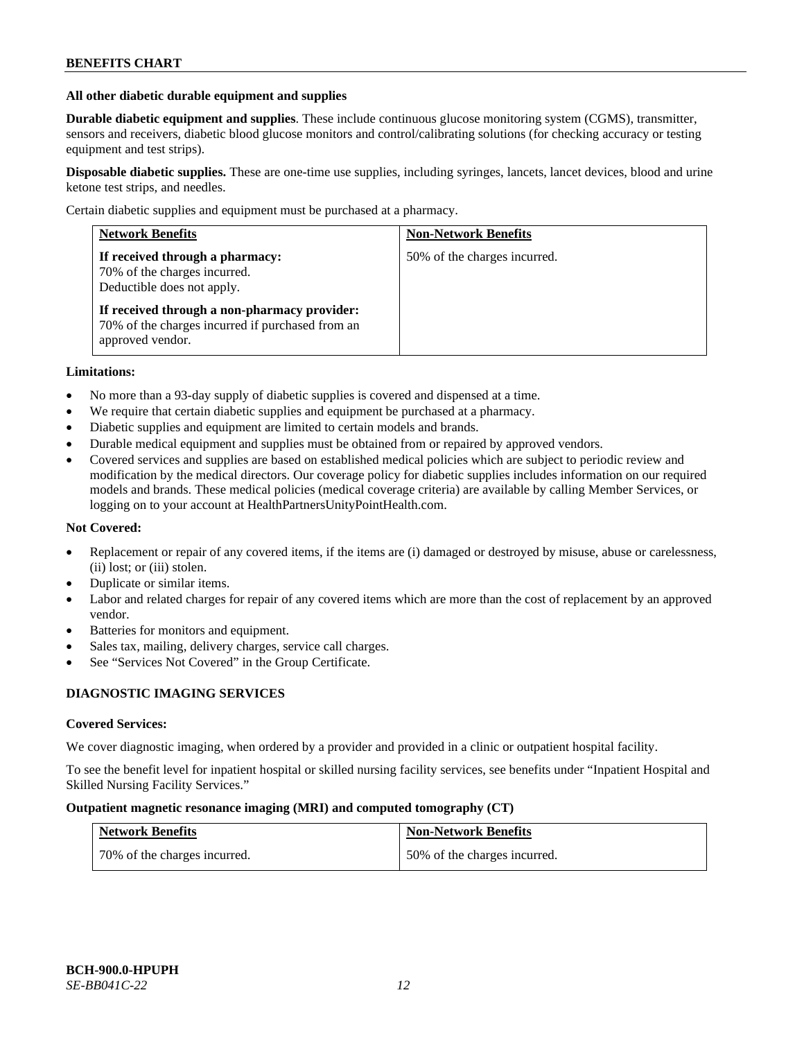**All other diabetic durable equipment and supplies**

**Durable diabetic equipment and supplies**. These include continuous glucose monitoring system (CGMS), transmitter, sensors and receivers, diabetic blood glucose monitors and control/calibrating solutions (for checking accuracy or testing equipment and test strips).

**Disposable diabetic supplies.** These are one-time use supplies, including syringes, lancets, lancet devices, blood and urine ketone test strips, and needles.

Certain diabetic supplies and equipment must be purchased at a pharmacy.

| Network Benefits | Non-Network Benefits |
|---|---|
| **If received through a pharmacy:** 70% of the charges incurred. Deductible does not apply. **If received through a non-pharmacy provider:** 70% of the charges incurred if purchased from an approved vendor. | 50% of the charges incurred. |

**Limitations:**

- No more than a 93-day supply of diabetic supplies is covered and dispensed at a time.
- We require that certain diabetic supplies and equipment be purchased at a pharmacy.
- Diabetic supplies and equipment are limited to certain models and brands.
- Durable medical equipment and supplies must be obtained from or repaired by approved vendors.
- Covered services and supplies are based on established medical policies which are subject to periodic review and modification by the medical directors. Our coverage policy for diabetic supplies includes information on our required models and brands. These medical policies (medical coverage criteria) are available by calling Member Services, or logging on to your account at HealthPartnersUnityPointHealth.com.

**Not Covered:**

- Replacement or repair of any covered items, if the items are (i) damaged or destroyed by misuse, abuse or carelessness, (ii) lost; or (iii) stolen.
- Duplicate or similar items.
- Labor and related charges for repair of any covered items which are more than the cost of replacement by an approved vendor.
- Batteries for monitors and equipment.
- Sales tax, mailing, delivery charges, service call charges.
- See "Services Not Covered" in the Group Certificate.

## DIAGNOSTIC IMAGING SERVICES

**Covered Services:**

We cover diagnostic imaging, when ordered by a provider and provided in a clinic or outpatient hospital facility.

To see the benefit level for inpatient hospital or skilled nursing facility services, see benefits under "Inpatient Hospital and Skilled Nursing Facility Services."

**Outpatient magnetic resonance imaging (MRI) and computed tomography (CT)**

| Network Benefits | Non-Network Benefits |
|---|---|
| 70% of the charges incurred. | 50% of the charges incurred. |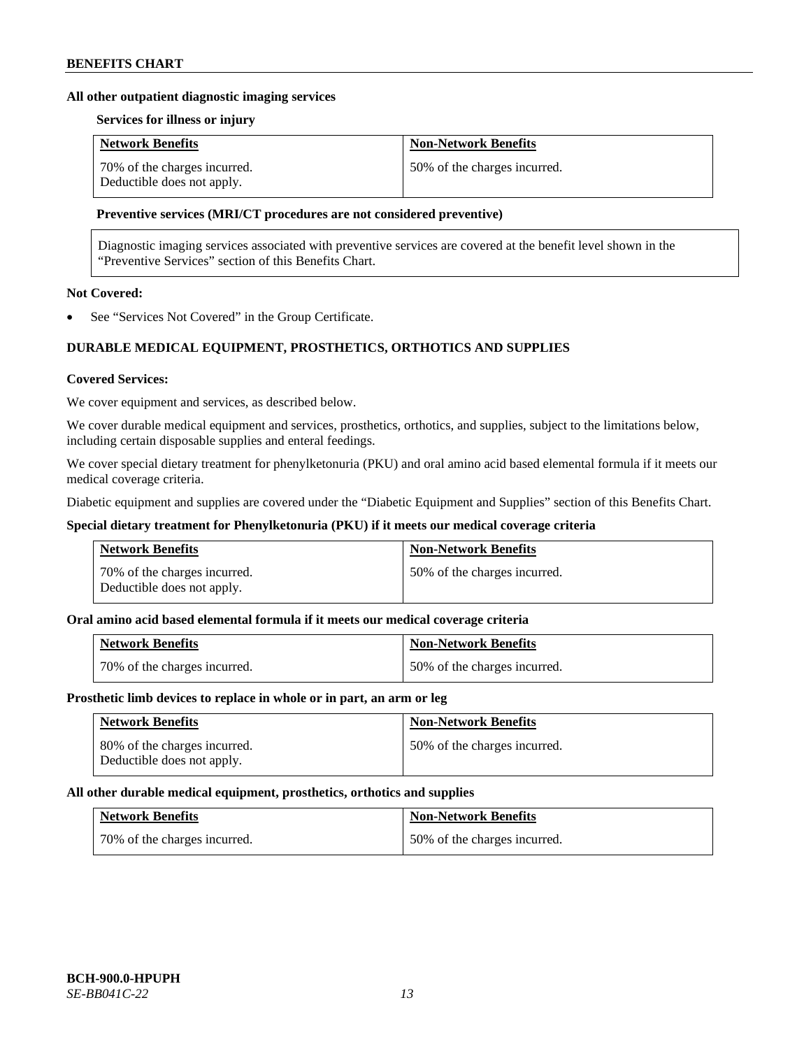**All other outpatient diagnostic imaging services**

**Services for illness or injury**

| Network Benefits | Non-Network Benefits |
| --- | --- |
| 70% of the charges incurred. Deductible does not apply. | 50% of the charges incurred. |

**Preventive services (MRI/CT procedures are not considered preventive)**

Diagnostic imaging services associated with preventive services are covered at the benefit level shown in the "Preventive Services" section of this Benefits Chart.

**Not Covered:**

- See "Services Not Covered" in the Group Certificate.

## DURABLE MEDICAL EQUIPMENT, PROSTHETICS, ORTHOTICS AND SUPPLIES

**Covered Services:**

We cover equipment and services, as described below.

We cover durable medical equipment and services, prosthetics, orthotics, and supplies, subject to the limitations below, including certain disposable supplies and enteral feedings.

We cover special dietary treatment for phenylketonuria (PKU) and oral amino acid based elemental formula if it meets our medical coverage criteria.

Diabetic equipment and supplies are covered under the "Diabetic Equipment and Supplies" section of this Benefits Chart.

**Special dietary treatment for Phenylketonuria (PKU) if it meets our medical coverage criteria**

| Network Benefits | Non-Network Benefits |
| --- | --- |
| 70% of the charges incurred. Deductible does not apply. | 50% of the charges incurred. |

**Oral amino acid based elemental formula if it meets our medical coverage criteria**

| Network Benefits | Non-Network Benefits |
| --- | --- |
| 70% of the charges incurred. | 50% of the charges incurred. |

**Prosthetic limb devices to replace in whole or in part, an arm or leg**

| Network Benefits | Non-Network Benefits |
| --- | --- |
| 80% of the charges incurred. Deductible does not apply. | 50% of the charges incurred. |

**All other durable medical equipment, prosthetics, orthotics and supplies**

| Network Benefits | Non-Network Benefits |
| --- | --- |
| 70% of the charges incurred. | 50% of the charges incurred. |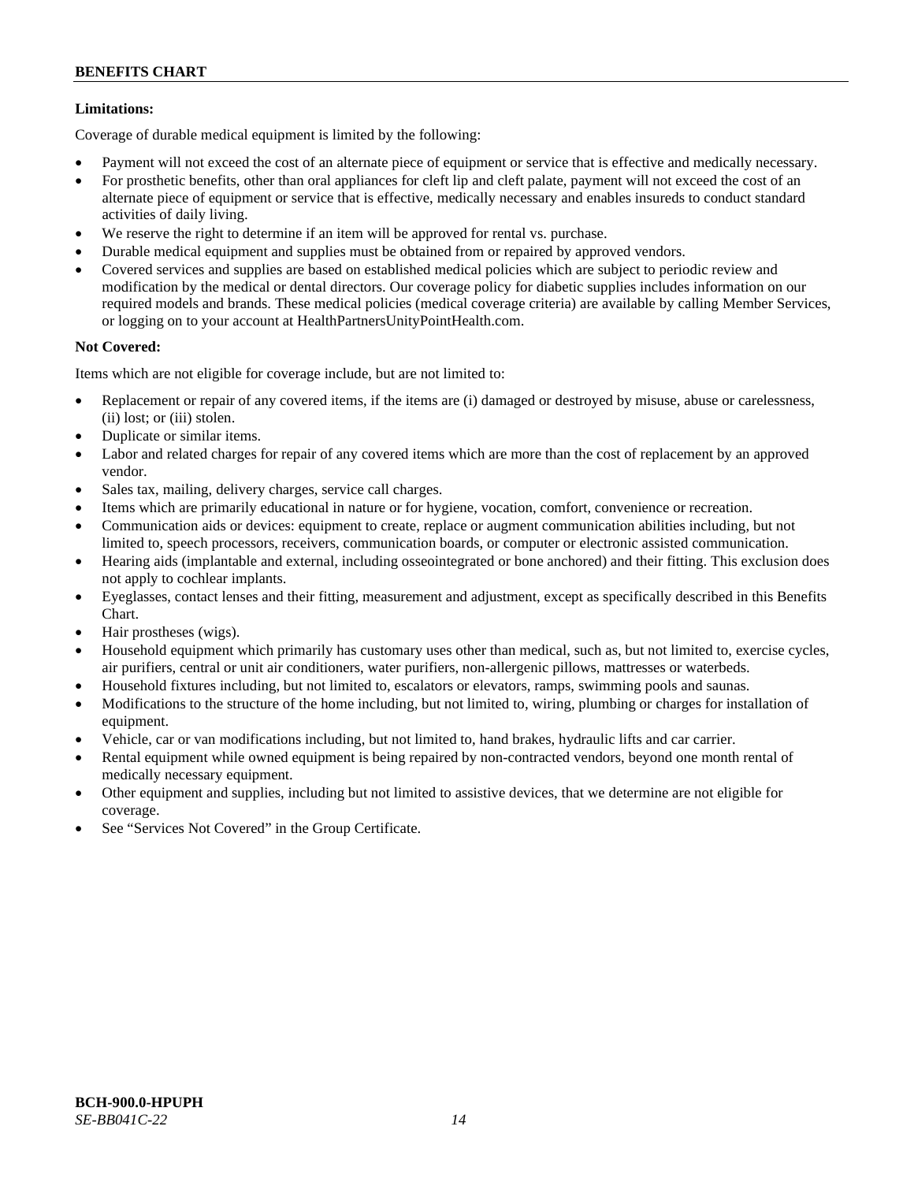**Limitations:**

Coverage of durable medical equipment is limited by the following:

- Payment will not exceed the cost of an alternate piece of equipment or service that is effective and medically necessary.
- For prosthetic benefits, other than oral appliances for cleft lip and cleft palate, payment will not exceed the cost of an alternate piece of equipment or service that is effective, medically necessary and enables insureds to conduct standard activities of daily living.
- We reserve the right to determine if an item will be approved for rental vs. purchase.
- Durable medical equipment and supplies must be obtained from or repaired by approved vendors.
- Covered services and supplies are based on established medical policies which are subject to periodic review and modification by the medical or dental directors. Our coverage policy for diabetic supplies includes information on our required models and brands. These medical policies (medical coverage criteria) are available by calling Member Services, or logging on to your account at HealthPartnersUnityPointHealth.com.

**Not Covered:**

Items which are not eligible for coverage include, but are not limited to:

- Replacement or repair of any covered items, if the items are (i) damaged or destroyed by misuse, abuse or carelessness, (ii) lost; or (iii) stolen.
- Duplicate or similar items.
- Labor and related charges for repair of any covered items which are more than the cost of replacement by an approved vendor.
- Sales tax, mailing, delivery charges, service call charges.
- Items which are primarily educational in nature or for hygiene, vocation, comfort, convenience or recreation.
- Communication aids or devices: equipment to create, replace or augment communication abilities including, but not limited to, speech processors, receivers, communication boards, or computer or electronic assisted communication.
- Hearing aids (implantable and external, including osseointegrated or bone anchored) and their fitting. This exclusion does not apply to cochlear implants.
- Eyeglasses, contact lenses and their fitting, measurement and adjustment, except as specifically described in this Benefits Chart.
- Hair prostheses (wigs).
- Household equipment which primarily has customary uses other than medical, such as, but not limited to, exercise cycles, air purifiers, central or unit air conditioners, water purifiers, non-allergenic pillows, mattresses or waterbeds.
- Household fixtures including, but not limited to, escalators or elevators, ramps, swimming pools and saunas.
- Modifications to the structure of the home including, but not limited to, wiring, plumbing or charges for installation of equipment.
- Vehicle, car or van modifications including, but not limited to, hand brakes, hydraulic lifts and car carrier.
- Rental equipment while owned equipment is being repaired by non-contracted vendors, beyond one month rental of medically necessary equipment.
- Other equipment and supplies, including but not limited to assistive devices, that we determine are not eligible for coverage.
- See "Services Not Covered" in the Group Certificate.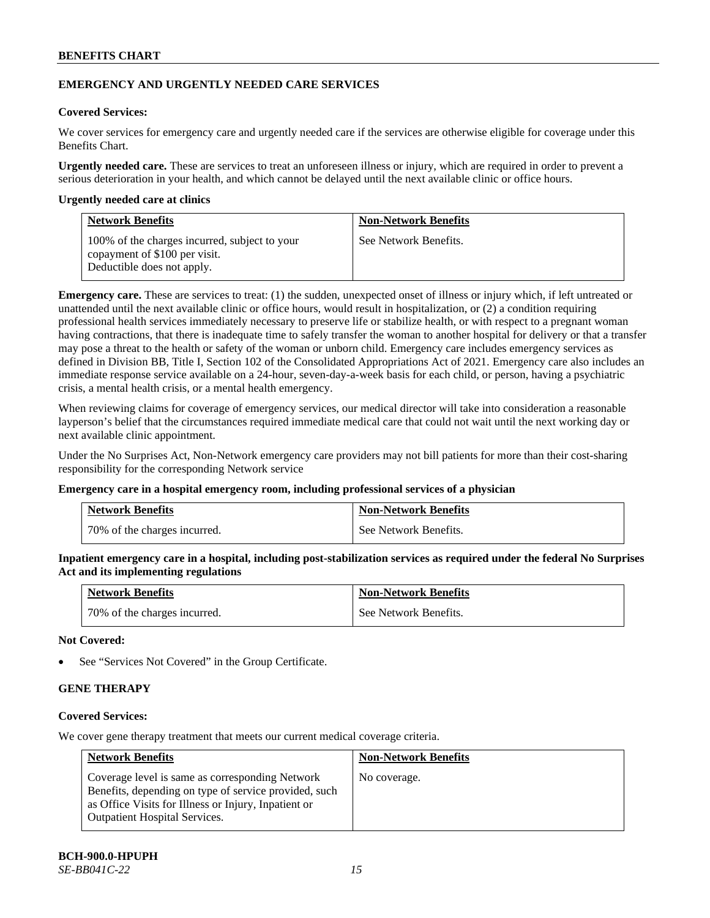## EMERGENCY AND URGENTLY NEEDED CARE SERVICES

**Covered Services:**

We cover services for emergency care and urgently needed care if the services are otherwise eligible for coverage under this Benefits Chart.

**Urgently needed care.** These are services to treat an unforeseen illness or injury, which are required in order to prevent a serious deterioration in your health, and which cannot be delayed until the next available clinic or office hours.

**Urgently needed care at clinics**

| Network Benefits | Non-Network Benefits |
|---|---|
| 100% of the charges incurred, subject to your copayment of $100 per visit. Deductible does not apply. | See Network Benefits. |

**Emergency care.** These are services to treat: (1) the sudden, unexpected onset of illness or injury which, if left untreated or unattended until the next available clinic or office hours, would result in hospitalization, or (2) a condition requiring professional health services immediately necessary to preserve life or stabilize health, or with respect to a pregnant woman having contractions, that there is inadequate time to safely transfer the woman to another hospital for delivery or that a transfer may pose a threat to the health or safety of the woman or unborn child. Emergency care includes emergency services as defined in Division BB, Title I, Section 102 of the Consolidated Appropriations Act of 2021. Emergency care also includes an immediate response service available on a 24-hour, seven-day-a-week basis for each child, or person, having a psychiatric crisis, a mental health crisis, or a mental health emergency.

When reviewing claims for coverage of emergency services, our medical director will take into consideration a reasonable layperson's belief that the circumstances required immediate medical care that could not wait until the next working day or next available clinic appointment.

Under the No Surprises Act, Non-Network emergency care providers may not bill patients for more than their cost-sharing responsibility for the corresponding Network service

**Emergency care in a hospital emergency room, including professional services of a physician**

| Network Benefits | Non-Network Benefits |
|---|---|
| 70% of the charges incurred. | See Network Benefits. |

**Inpatient emergency care in a hospital, including post-stabilization services as required under the federal No Surprises Act and its implementing regulations**

| Network Benefits | Non-Network Benefits |
|---|---|
| 70% of the charges incurred. | See Network Benefits. |

**Not Covered:**

- See "Services Not Covered" in the Group Certificate.

## GENE THERAPY

**Covered Services:**

We cover gene therapy treatment that meets our current medical coverage criteria.

| Network Benefits | Non-Network Benefits |
|---|---|
| Coverage level is same as corresponding Network Benefits, depending on type of service provided, such as Office Visits for Illness or Injury, Inpatient or Outpatient Hospital Services. | No coverage. |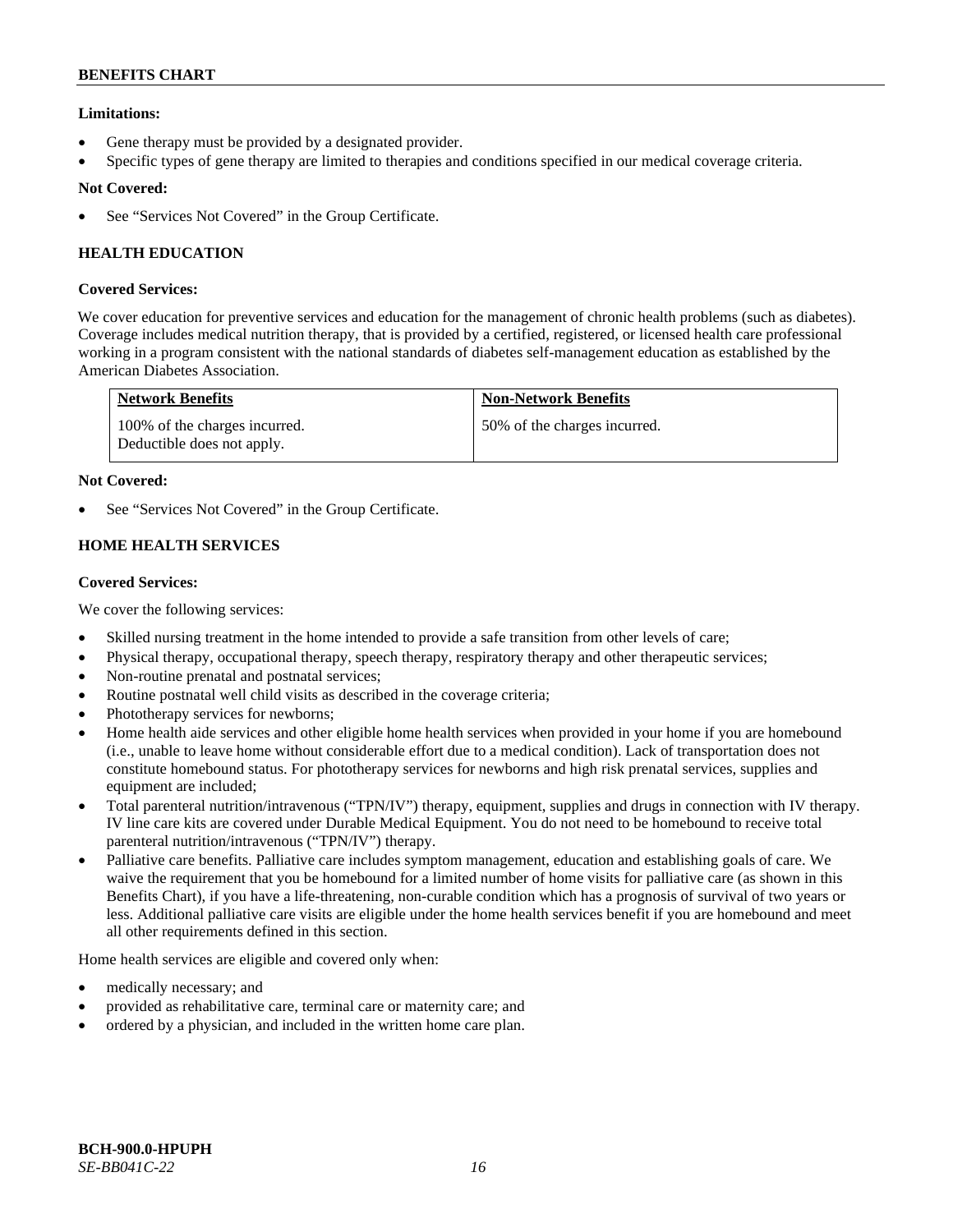**Limitations:**

- Gene therapy must be provided by a designated provider.
- Specific types of gene therapy are limited to therapies and conditions specified in our medical coverage criteria.

**Not Covered:**

- See "Services Not Covered" in the Group Certificate.

## HEALTH EDUCATION

**Covered Services:**

We cover education for preventive services and education for the management of chronic health problems (such as diabetes). Coverage includes medical nutrition therapy, that is provided by a certified, registered, or licensed health care professional working in a program consistent with the national standards of diabetes self-management education as established by the American Diabetes Association.

| Network Benefits | Non-Network Benefits |
| --- | --- |
| 100% of the charges incurred. Deductible does not apply. | 50% of the charges incurred. |

**Not Covered:**

- See "Services Not Covered" in the Group Certificate.

## HOME HEALTH SERVICES

**Covered Services:**

We cover the following services:

- Skilled nursing treatment in the home intended to provide a safe transition from other levels of care;
- Physical therapy, occupational therapy, speech therapy, respiratory therapy and other therapeutic services;
- Non-routine prenatal and postnatal services;
- Routine postnatal well child visits as described in the coverage criteria;
- Phototherapy services for newborns;
- Home health aide services and other eligible home health services when provided in your home if you are homebound (i.e., unable to leave home without considerable effort due to a medical condition). Lack of transportation does not constitute homebound status. For phototherapy services for newborns and high risk prenatal services, supplies and equipment are included;
- Total parenteral nutrition/intravenous ("TPN/IV") therapy, equipment, supplies and drugs in connection with IV therapy. IV line care kits are covered under Durable Medical Equipment. You do not need to be homebound to receive total parenteral nutrition/intravenous ("TPN/IV") therapy.
- Palliative care benefits. Palliative care includes symptom management, education and establishing goals of care. We waive the requirement that you be homebound for a limited number of home visits for palliative care (as shown in this Benefits Chart), if you have a life-threatening, non-curable condition which has a prognosis of survival of two years or less. Additional palliative care visits are eligible under the home health services benefit if you are homebound and meet all other requirements defined in this section.

Home health services are eligible and covered only when:

- medically necessary; and
- provided as rehabilitative care, terminal care or maternity care; and
- ordered by a physician, and included in the written home care plan.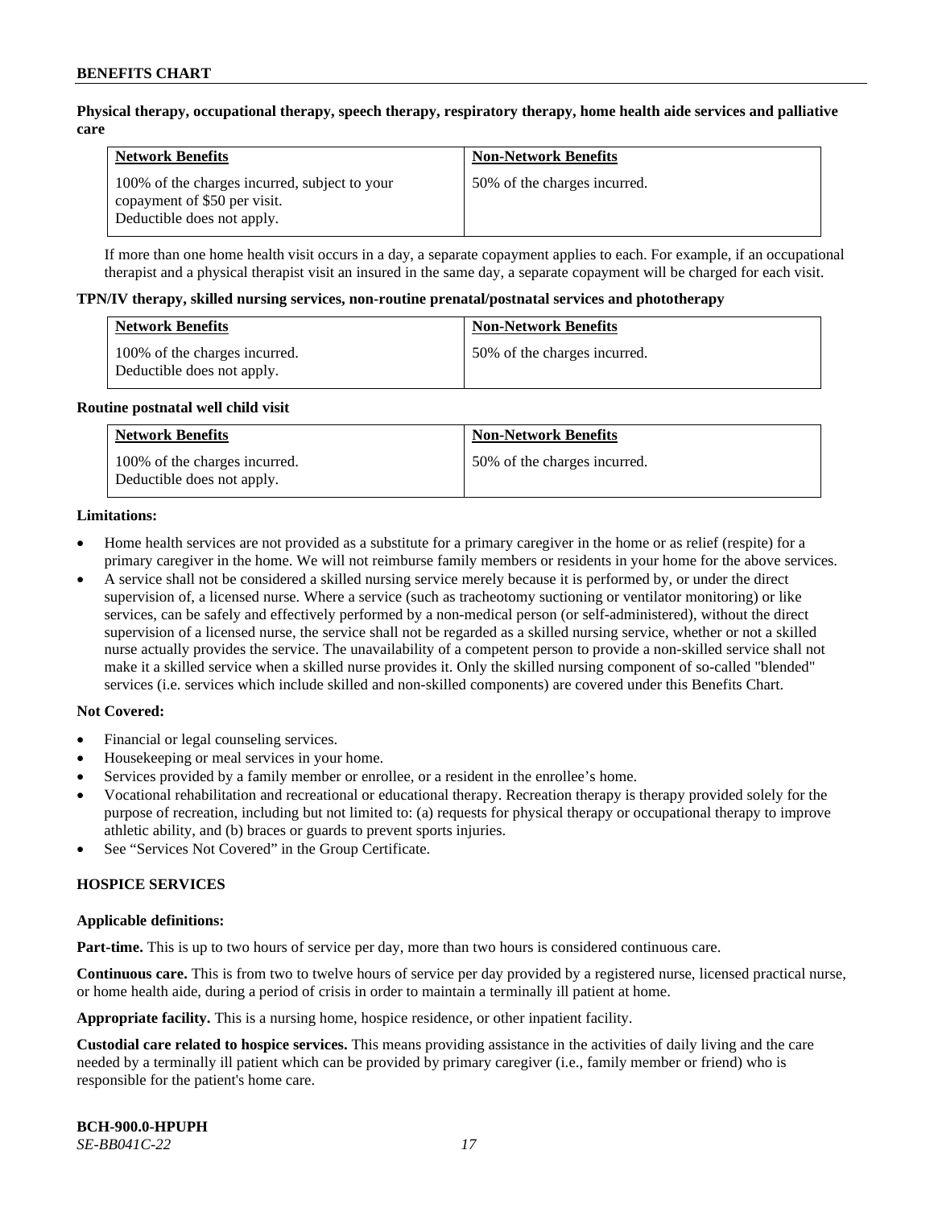**Physical therapy, occupational therapy, speech therapy, respiratory therapy, home health aide services and palliative care**

| Network Benefits | Non-Network Benefits |
| --- | --- |
| 100% of the charges incurred, subject to your copayment of $50 per visit. Deductible does not apply. | 50% of the charges incurred. |

If more than one home health visit occurs in a day, a separate copayment applies to each. For example, if an occupational therapist and a physical therapist visit an insured in the same day, a separate copayment will be charged for each visit.

**TPN/IV therapy, skilled nursing services, non-routine prenatal/postnatal services and phototherapy**

| Network Benefits | Non-Network Benefits |
| --- | --- |
| 100% of the charges incurred. Deductible does not apply. | 50% of the charges incurred. |

**Routine postnatal well child visit**

| Network Benefits | Non-Network Benefits |
| --- | --- |
| 100% of the charges incurred. Deductible does not apply. | 50% of the charges incurred. |

**Limitations:**

- Home health services are not provided as a substitute for a primary caregiver in the home or as relief (respite) for a primary caregiver in the home. We will not reimburse family members or residents in your home for the above services.
- A service shall not be considered a skilled nursing service merely because it is performed by, or under the direct supervision of, a licensed nurse. Where a service (such as tracheotomy suctioning or ventilator monitoring) or like services, can be safely and effectively performed by a non-medical person (or self-administered), without the direct supervision of a licensed nurse, the service shall not be regarded as a skilled nursing service, whether or not a skilled nurse actually provides the service. The unavailability of a competent person to provide a non-skilled service shall not make it a skilled service when a skilled nurse provides it. Only the skilled nursing component of so-called "blended" services (i.e. services which include skilled and non-skilled components) are covered under this Benefits Chart.

**Not Covered:**

- Financial or legal counseling services.
- Housekeeping or meal services in your home.
- Services provided by a family member or enrollee, or a resident in the enrollee's home.
- Vocational rehabilitation and recreational or educational therapy. Recreation therapy is therapy provided solely for the purpose of recreation, including but not limited to: (a) requests for physical therapy or occupational therapy to improve athletic ability, and (b) braces or guards to prevent sports injuries.
- See "Services Not Covered" in the Group Certificate.

## HOSPICE SERVICES

**Applicable definitions:**

**Part-time.** This is up to two hours of service per day, more than two hours is considered continuous care.

**Continuous care.** This is from two to twelve hours of service per day provided by a registered nurse, licensed practical nurse, or home health aide, during a period of crisis in order to maintain a terminally ill patient at home.

**Appropriate facility.** This is a nursing home, hospice residence, or other inpatient facility.

**Custodial care related to hospice services.** This means providing assistance in the activities of daily living and the care needed by a terminally ill patient which can be provided by primary caregiver (i.e., family member or friend) who is responsible for the patient's home care.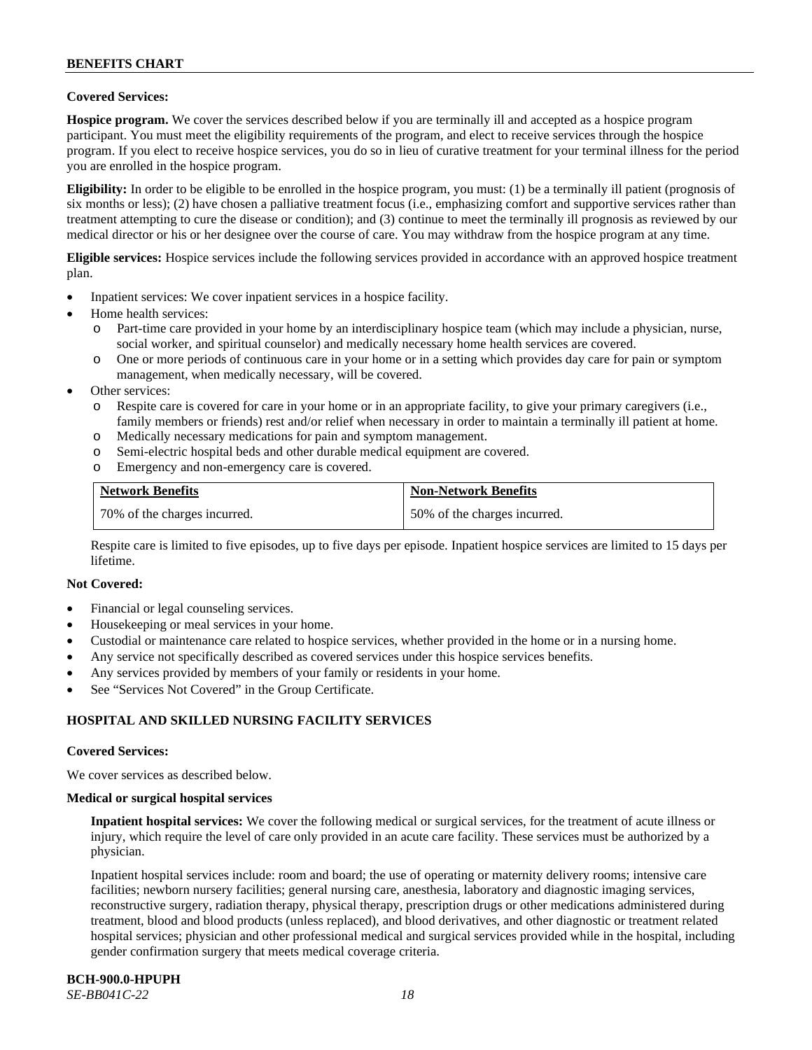**Covered Services:**

**Hospice program.** We cover the services described below if you are terminally ill and accepted as a hospice program participant. You must meet the eligibility requirements of the program, and elect to receive services through the hospice program. If you elect to receive hospice services, you do so in lieu of curative treatment for your terminal illness for the period you are enrolled in the hospice program.

**Eligibility:** In order to be eligible to be enrolled in the hospice program, you must: (1) be a terminally ill patient (prognosis of six months or less); (2) have chosen a palliative treatment focus (i.e., emphasizing comfort and supportive services rather than treatment attempting to cure the disease or condition); and (3) continue to meet the terminally ill prognosis as reviewed by our medical director or his or her designee over the course of care. You may withdraw from the hospice program at any time.

**Eligible services:** Hospice services include the following services provided in accordance with an approved hospice treatment plan.

- Inpatient services: We cover inpatient services in a hospice facility.
- Home health services:
  - Part-time care provided in your home by an interdisciplinary hospice team (which may include a physician, nurse, social worker, and spiritual counselor) and medically necessary home health services are covered.
  - One or more periods of continuous care in your home or in a setting which provides day care for pain or symptom management, when medically necessary, will be covered.
- Other services:
  - Respite care is covered for care in your home or in an appropriate facility, to give your primary caregivers (i.e., family members or friends) rest and/or relief when necessary in order to maintain a terminally ill patient at home.
  - Medically necessary medications for pain and symptom management.
  - Semi-electric hospital beds and other durable medical equipment are covered.
  - Emergency and non-emergency care is covered.

| Network Benefits | Non-Network Benefits |
|---|---|
| 70% of the charges incurred. | 50% of the charges incurred. |

Respite care is limited to five episodes, up to five days per episode. Inpatient hospice services are limited to 15 days per lifetime.

**Not Covered:**

- Financial or legal counseling services.
- Housekeeping or meal services in your home.
- Custodial or maintenance care related to hospice services, whether provided in the home or in a nursing home.
- Any service not specifically described as covered services under this hospice services benefits.
- Any services provided by members of your family or residents in your home.
- See "Services Not Covered" in the Group Certificate.

**HOSPITAL AND SKILLED NURSING FACILITY SERVICES**

**Covered Services:**

We cover services as described below.

**Medical or surgical hospital services**

**Inpatient hospital services:** We cover the following medical or surgical services, for the treatment of acute illness or injury, which require the level of care only provided in an acute care facility. These services must be authorized by a physician.

Inpatient hospital services include: room and board; the use of operating or maternity delivery rooms; intensive care facilities; newborn nursery facilities; general nursing care, anesthesia, laboratory and diagnostic imaging services, reconstructive surgery, radiation therapy, physical therapy, prescription drugs or other medications administered during treatment, blood and blood products (unless replaced), and blood derivatives, and other diagnostic or treatment related hospital services; physician and other professional medical and surgical services provided while in the hospital, including gender confirmation surgery that meets medical coverage criteria.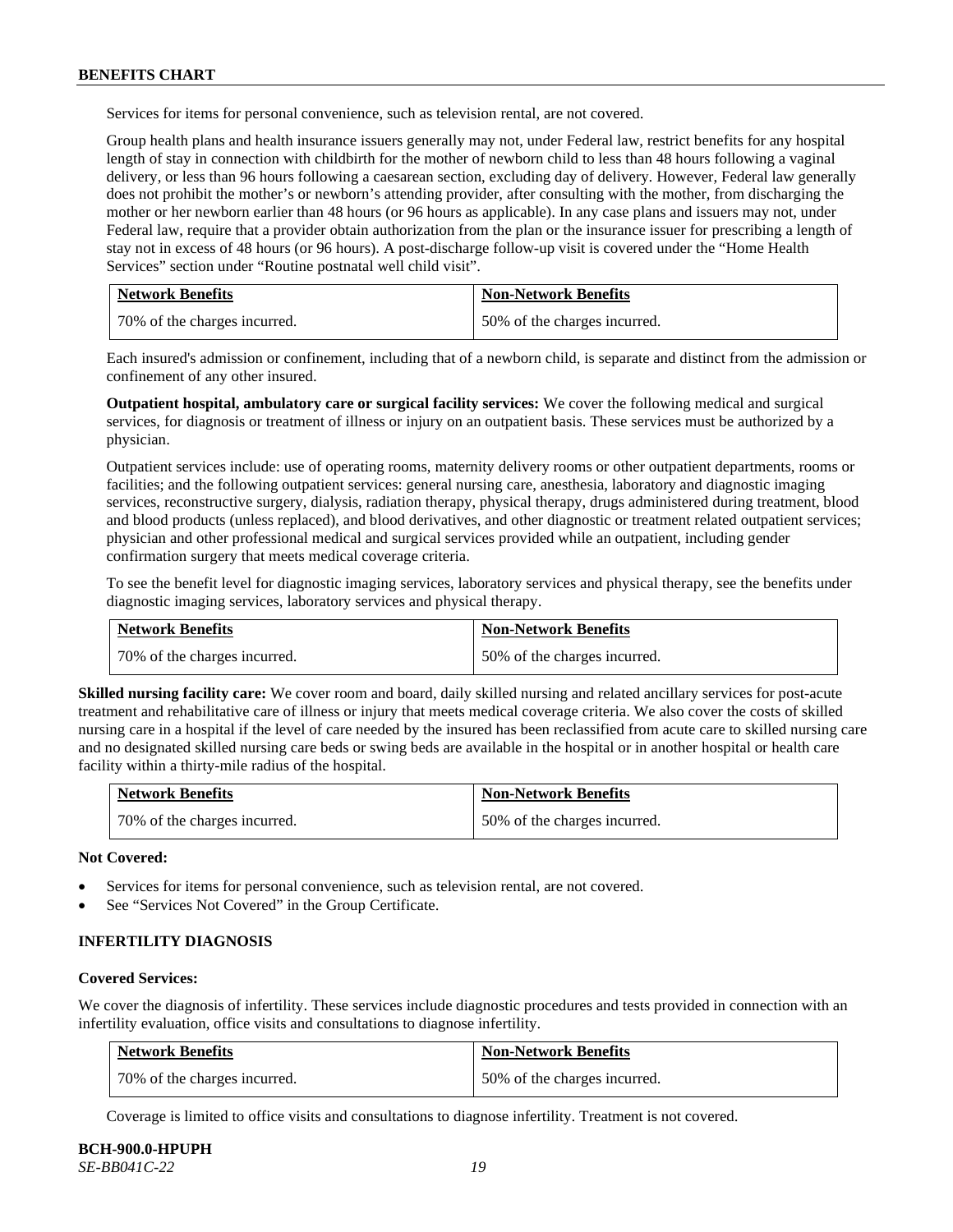Services for items for personal convenience, such as television rental, are not covered.

Group health plans and health insurance issuers generally may not, under Federal law, restrict benefits for any hospital length of stay in connection with childbirth for the mother of newborn child to less than 48 hours following a vaginal delivery, or less than 96 hours following a caesarean section, excluding day of delivery. However, Federal law generally does not prohibit the mother's or newborn's attending provider, after consulting with the mother, from discharging the mother or her newborn earlier than 48 hours (or 96 hours as applicable). In any case plans and issuers may not, under Federal law, require that a provider obtain authorization from the plan or the insurance issuer for prescribing a length of stay not in excess of 48 hours (or 96 hours). A post-discharge follow-up visit is covered under the "Home Health Services" section under "Routine postnatal well child visit".

| Network Benefits | Non-Network Benefits |
|---|---|
| 70% of the charges incurred. | 50% of the charges incurred. |

Each insured's admission or confinement, including that of a newborn child, is separate and distinct from the admission or confinement of any other insured.

**Outpatient hospital, ambulatory care or surgical facility services:** We cover the following medical and surgical services, for diagnosis or treatment of illness or injury on an outpatient basis. These services must be authorized by a physician.

Outpatient services include: use of operating rooms, maternity delivery rooms or other outpatient departments, rooms or facilities; and the following outpatient services: general nursing care, anesthesia, laboratory and diagnostic imaging services, reconstructive surgery, dialysis, radiation therapy, physical therapy, drugs administered during treatment, blood and blood products (unless replaced), and blood derivatives, and other diagnostic or treatment related outpatient services; physician and other professional medical and surgical services provided while an outpatient, including gender confirmation surgery that meets medical coverage criteria.

To see the benefit level for diagnostic imaging services, laboratory services and physical therapy, see the benefits under diagnostic imaging services, laboratory services and physical therapy.

| Network Benefits | Non-Network Benefits |
|---|---|
| 70% of the charges incurred. | 50% of the charges incurred. |

**Skilled nursing facility care:** We cover room and board, daily skilled nursing and related ancillary services for post-acute treatment and rehabilitative care of illness or injury that meets medical coverage criteria. We also cover the costs of skilled nursing care in a hospital if the level of care needed by the insured has been reclassified from acute care to skilled nursing care and no designated skilled nursing care beds or swing beds are available in the hospital or in another hospital or health care facility within a thirty-mile radius of the hospital.

| Network Benefits | Non-Network Benefits |
|---|---|
| 70% of the charges incurred. | 50% of the charges incurred. |

**Not Covered:**

- Services for items for personal convenience, such as television rental, are not covered.
- See "Services Not Covered" in the Group Certificate.

### INFERTILITY DIAGNOSIS

**Covered Services:**

We cover the diagnosis of infertility. These services include diagnostic procedures and tests provided in connection with an infertility evaluation, office visits and consultations to diagnose infertility.

| Network Benefits | Non-Network Benefits |
|---|---|
| 70% of the charges incurred. | 50% of the charges incurred. |

Coverage is limited to office visits and consultations to diagnose infertility. Treatment is not covered.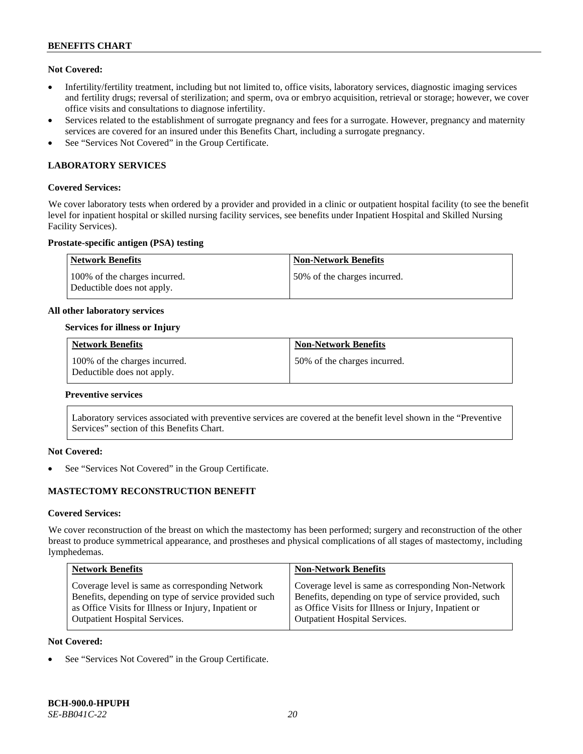**Not Covered:**

- Infertility/fertility treatment, including but not limited to, office visits, laboratory services, diagnostic imaging services and fertility drugs; reversal of sterilization; and sperm, ova or embryo acquisition, retrieval or storage; however, we cover office visits and consultations to diagnose infertility.
- Services related to the establishment of surrogate pregnancy and fees for a surrogate. However, pregnancy and maternity services are covered for an insured under this Benefits Chart, including a surrogate pregnancy.
- See "Services Not Covered" in the Group Certificate.

## LABORATORY SERVICES

**Covered Services:**

We cover laboratory tests when ordered by a provider and provided in a clinic or outpatient hospital facility (to see the benefit level for inpatient hospital or skilled nursing facility services, see benefits under Inpatient Hospital and Skilled Nursing Facility Services).

**Prostate-specific antigen (PSA) testing**

| Network Benefits | Non-Network Benefits |
|---|---|
| 100% of the charges incurred. Deductible does not apply. | 50% of the charges incurred. |

**All other laboratory services**

**Services for illness or Injury**

| Network Benefits | Non-Network Benefits |
|---|---|
| 100% of the charges incurred. Deductible does not apply. | 50% of the charges incurred. |

**Preventive services**

| Laboratory services associated with preventive services are covered at the benefit level shown in the "Preventive Services" section of this Benefits Chart. |
|---|

**Not Covered:**

- See "Services Not Covered" in the Group Certificate.

## MASTECTOMY RECONSTRUCTION BENEFIT

**Covered Services:**

We cover reconstruction of the breast on which the mastectomy has been performed; surgery and reconstruction of the other breast to produce symmetrical appearance, and prostheses and physical complications of all stages of mastectomy, including lymphedemas.

| Network Benefits | Non-Network Benefits |
|---|---|
| Coverage level is same as corresponding Network Benefits, depending on type of service provided such as Office Visits for Illness or Injury, Inpatient or Outpatient Hospital Services. | Coverage level is same as corresponding Non-Network Benefits, depending on type of service provided, such as Office Visits for Illness or Injury, Inpatient or Outpatient Hospital Services. |

**Not Covered:**

- See "Services Not Covered" in the Group Certificate.

**BCH-900.0-HPUPH**
*SE-BB041C-22*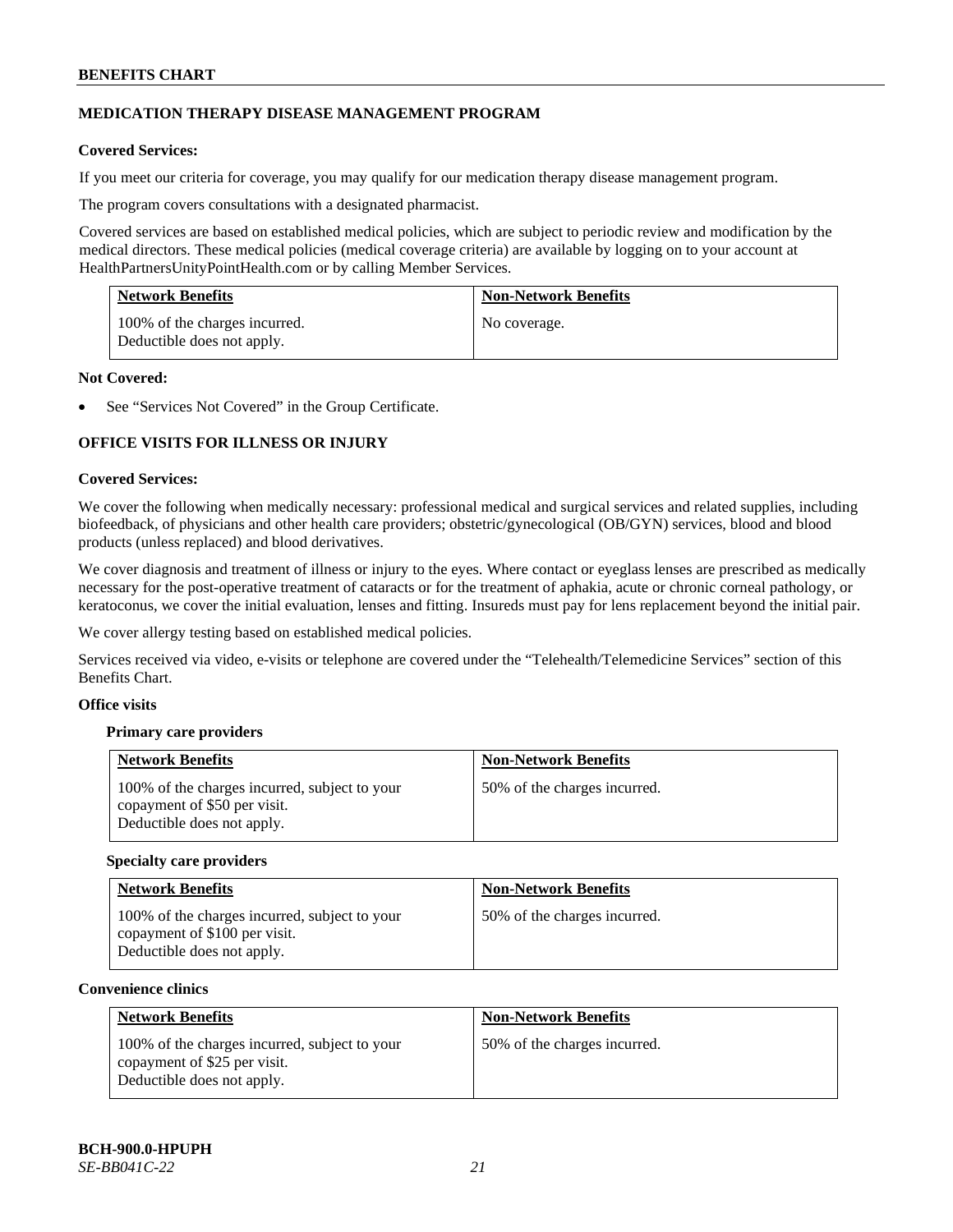## MEDICATION THERAPY DISEASE MANAGEMENT PROGRAM

**Covered Services:**

If you meet our criteria for coverage, you may qualify for our medication therapy disease management program.

The program covers consultations with a designated pharmacist.

Covered services are based on established medical policies, which are subject to periodic review and modification by the medical directors. These medical policies (medical coverage criteria) are available by logging on to your account at HealthPartnersUnityPointHealth.com or by calling Member Services.

| Network Benefits | Non-Network Benefits |
|---|---|
| 100% of the charges incurred. Deductible does not apply. | No coverage. |

**Not Covered:**

- See "Services Not Covered" in the Group Certificate.

## OFFICE VISITS FOR ILLNESS OR INJURY

**Covered Services:**

We cover the following when medically necessary: professional medical and surgical services and related supplies, including biofeedback, of physicians and other health care providers; obstetric/gynecological (OB/GYN) services, blood and blood products (unless replaced) and blood derivatives.

We cover diagnosis and treatment of illness or injury to the eyes. Where contact or eyeglass lenses are prescribed as medically necessary for the post-operative treatment of cataracts or for the treatment of aphakia, acute or chronic corneal pathology, or keratoconus, we cover the initial evaluation, lenses and fitting. Insureds must pay for lens replacement beyond the initial pair.

We cover allergy testing based on established medical policies.

Services received via video, e-visits or telephone are covered under the "Telehealth/Telemedicine Services" section of this Benefits Chart.

**Office visits**

**Primary care providers**

| Network Benefits | Non-Network Benefits |
|---|---|
| 100% of the charges incurred, subject to your copayment of $50 per visit. Deductible does not apply. | 50% of the charges incurred. |

**Specialty care providers**

| Network Benefits | Non-Network Benefits |
|---|---|
| 100% of the charges incurred, subject to your copayment of $100 per visit. Deductible does not apply. | 50% of the charges incurred. |

**Convenience clinics**

| Network Benefits | Non-Network Benefits |
|---|---|
| 100% of the charges incurred, subject to your copayment of $25 per visit. Deductible does not apply. | 50% of the charges incurred. |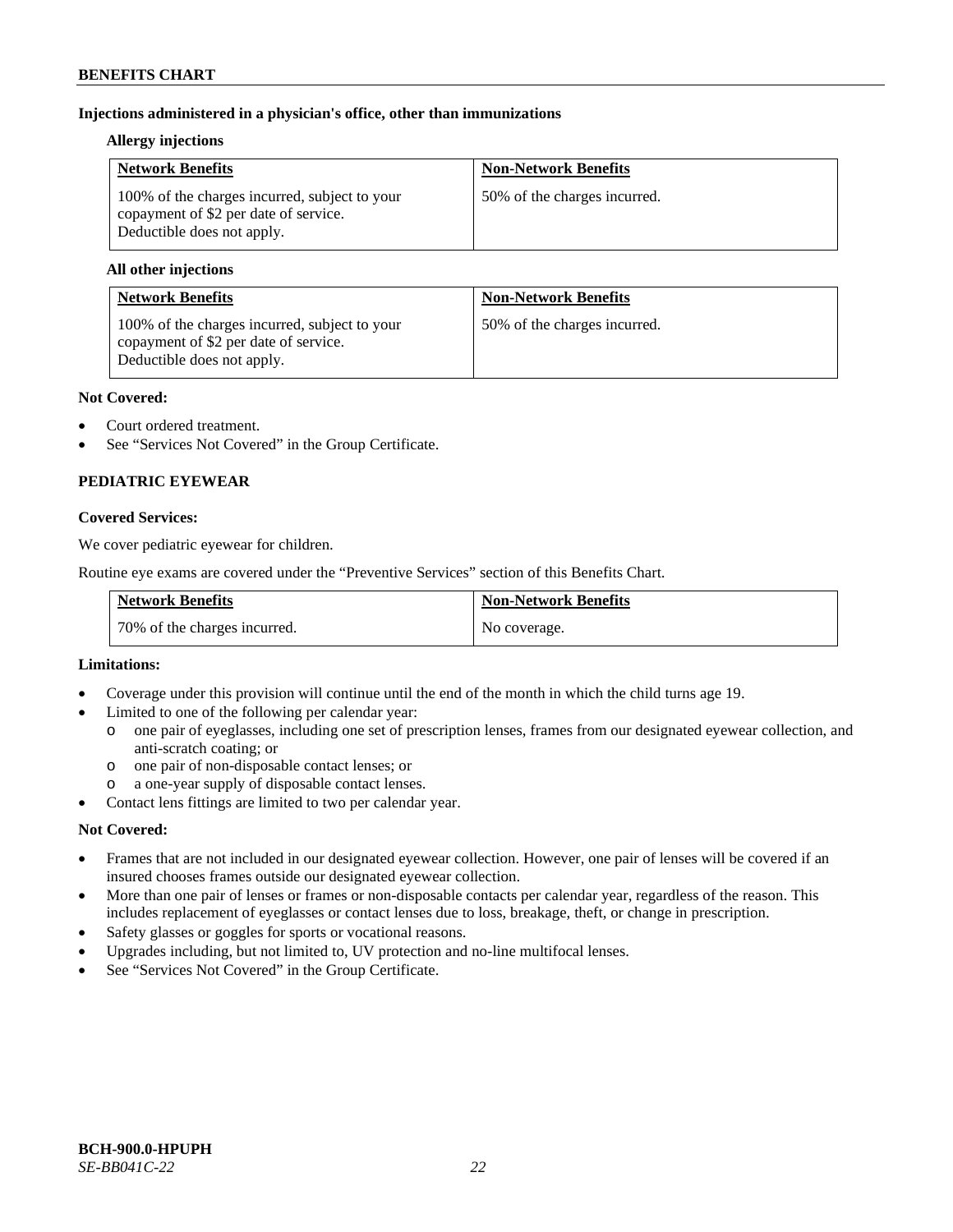**Injections administered in a physician's office, other than immunizations**

**Allergy injections**

| Network Benefits | Non-Network Benefits |
|---|---|
| 100% of the charges incurred, subject to your copayment of $2 per date of service. Deductible does not apply. | 50% of the charges incurred. |

**All other injections**

| Network Benefits | Non-Network Benefits |
|---|---|
| 100% of the charges incurred, subject to your copayment of $2 per date of service. Deductible does not apply. | 50% of the charges incurred. |

**Not Covered:**

- Court ordered treatment.
- See "Services Not Covered" in the Group Certificate.

**PEDIATRIC EYEWEAR**

**Covered Services:**

We cover pediatric eyewear for children.

Routine eye exams are covered under the "Preventive Services" section of this Benefits Chart.

| Network Benefits | Non-Network Benefits |
|---|---|
| 70% of the charges incurred. | No coverage. |

**Limitations:**

- Coverage under this provision will continue until the end of the month in which the child turns age 19.
- Limited to one of the following per calendar year:
  - one pair of eyeglasses, including one set of prescription lenses, frames from our designated eyewear collection, and anti-scratch coating; or
  - one pair of non-disposable contact lenses; or
  - a one-year supply of disposable contact lenses.
- Contact lens fittings are limited to two per calendar year.

**Not Covered:**

- Frames that are not included in our designated eyewear collection. However, one pair of lenses will be covered if an insured chooses frames outside our designated eyewear collection.
- More than one pair of lenses or frames or non-disposable contacts per calendar year, regardless of the reason. This includes replacement of eyeglasses or contact lenses due to loss, breakage, theft, or change in prescription.
- Safety glasses or goggles for sports or vocational reasons.
- Upgrades including, but not limited to, UV protection and no-line multifocal lenses.
- See "Services Not Covered" in the Group Certificate.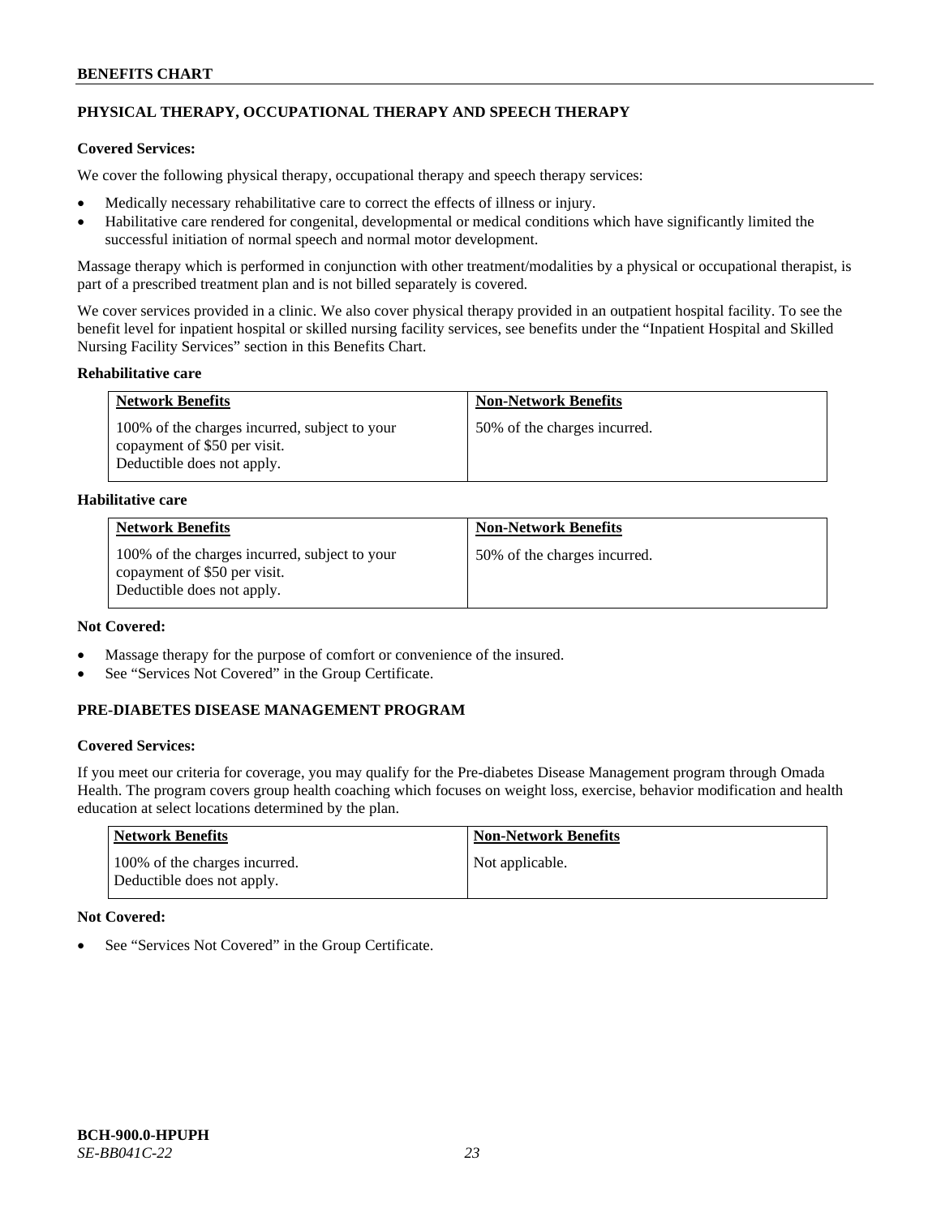## PHYSICAL THERAPY, OCCUPATIONAL THERAPY AND SPEECH THERAPY

**Covered Services:**

We cover the following physical therapy, occupational therapy and speech therapy services:

- Medically necessary rehabilitative care to correct the effects of illness or injury.
- Habilitative care rendered for congenital, developmental or medical conditions which have significantly limited the successful initiation of normal speech and normal motor development.

Massage therapy which is performed in conjunction with other treatment/modalities by a physical or occupational therapist, is part of a prescribed treatment plan and is not billed separately is covered.

We cover services provided in a clinic. We also cover physical therapy provided in an outpatient hospital facility. To see the benefit level for inpatient hospital or skilled nursing facility services, see benefits under the "Inpatient Hospital and Skilled Nursing Facility Services" section in this Benefits Chart.

**Rehabilitative care**

| Network Benefits | Non-Network Benefits |
|---|---|
| 100% of the charges incurred, subject to your copayment of $50 per visit. Deductible does not apply. | 50% of the charges incurred. |

**Habilitative care**

| Network Benefits | Non-Network Benefits |
|---|---|
| 100% of the charges incurred, subject to your copayment of $50 per visit. Deductible does not apply. | 50% of the charges incurred. |

**Not Covered:**

- Massage therapy for the purpose of comfort or convenience of the insured.
- See "Services Not Covered" in the Group Certificate.

## PRE-DIABETES DISEASE MANAGEMENT PROGRAM

**Covered Services:**

If you meet our criteria for coverage, you may qualify for the Pre-diabetes Disease Management program through Omada Health. The program covers group health coaching which focuses on weight loss, exercise, behavior modification and health education at select locations determined by the plan.

| Network Benefits | Non-Network Benefits |
|---|---|
| 100% of the charges incurred. Deductible does not apply. | Not applicable. |

**Not Covered:**

- See "Services Not Covered" in the Group Certificate.

**BCH-900.0-HPUPH**
*SE-BB041C-22*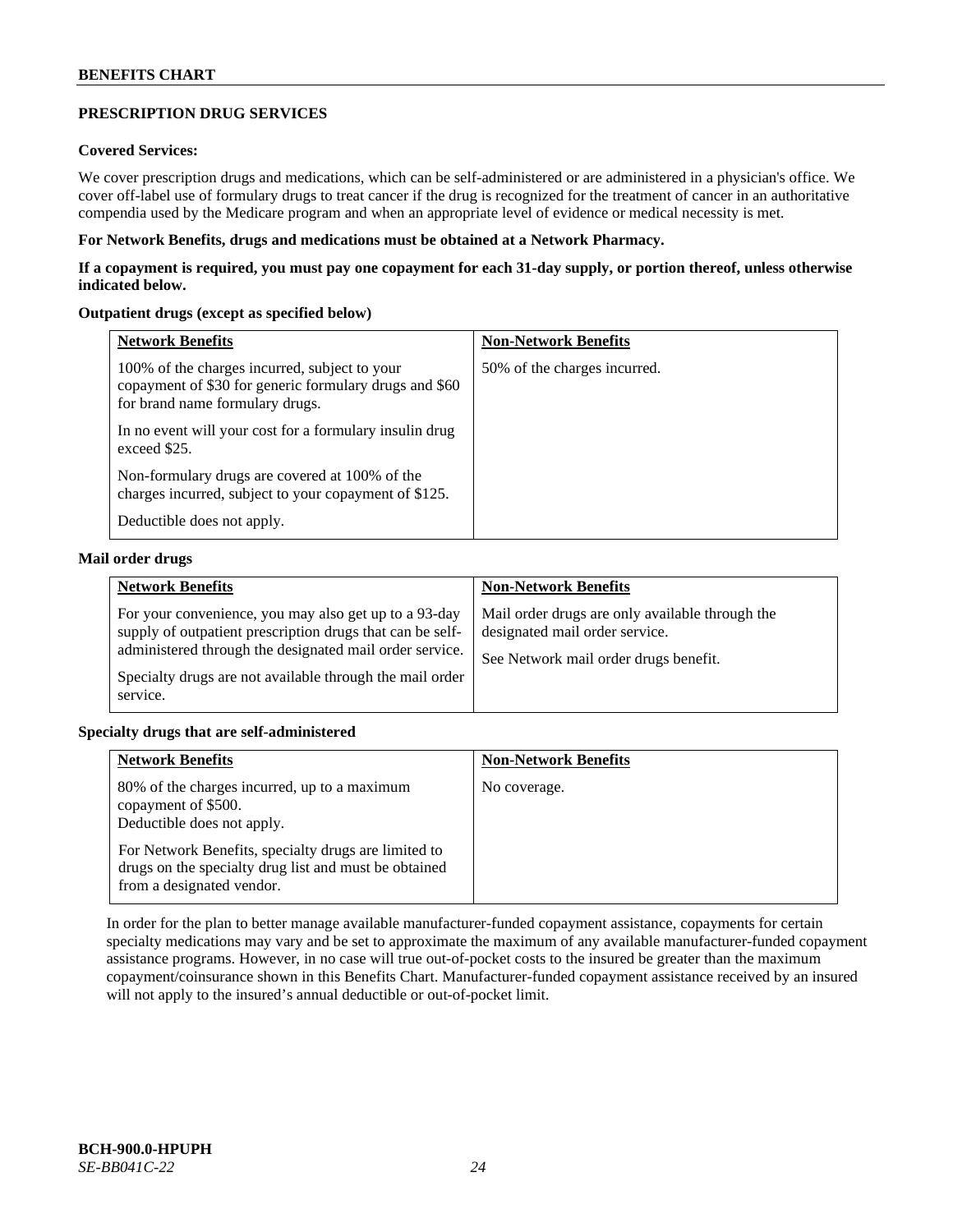## PRESCRIPTION DRUG SERVICES

**Covered Services:**

We cover prescription drugs and medications, which can be self-administered or are administered in a physician's office. We cover off-label use of formulary drugs to treat cancer if the drug is recognized for the treatment of cancer in an authoritative compendia used by the Medicare program and when an appropriate level of evidence or medical necessity is met.

**For Network Benefits, drugs and medications must be obtained at a Network Pharmacy.**

**If a copayment is required, you must pay one copayment for each 31-day supply, or portion thereof, unless otherwise indicated below.**

**Outpatient drugs (except as specified below)**

| Network Benefits | Non-Network Benefits |
|---|---|
| 100% of the charges incurred, subject to your copayment of $30 for generic formulary drugs and $60 for brand name formulary drugs.<br><br>In no event will your cost for a formulary insulin drug exceed $25.<br><br>Non-formulary drugs are covered at 100% of the charges incurred, subject to your copayment of $125.<br><br>Deductible does not apply. | 50% of the charges incurred. |

**Mail order drugs**

| Network Benefits | Non-Network Benefits |
|---|---|
| For your convenience, you may also get up to a 93-day supply of outpatient prescription drugs that can be self-administered through the designated mail order service.<br><br>Specialty drugs are not available through the mail order service. | Mail order drugs are only available through the designated mail order service.<br><br>See Network mail order drugs benefit. |

**Specialty drugs that are self-administered**

| Network Benefits | Non-Network Benefits |
|---|---|
| 80% of the charges incurred, up to a maximum copayment of $500.<br>Deductible does not apply.<br><br>For Network Benefits, specialty drugs are limited to drugs on the specialty drug list and must be obtained from a designated vendor. | No coverage. |

In order for the plan to better manage available manufacturer-funded copayment assistance, copayments for certain specialty medications may vary and be set to approximate the maximum of any available manufacturer-funded copayment assistance programs. However, in no case will true out-of-pocket costs to the insured be greater than the maximum copayment/coinsurance shown in this Benefits Chart. Manufacturer-funded copayment assistance received by an insured will not apply to the insured's annual deductible or out-of-pocket limit.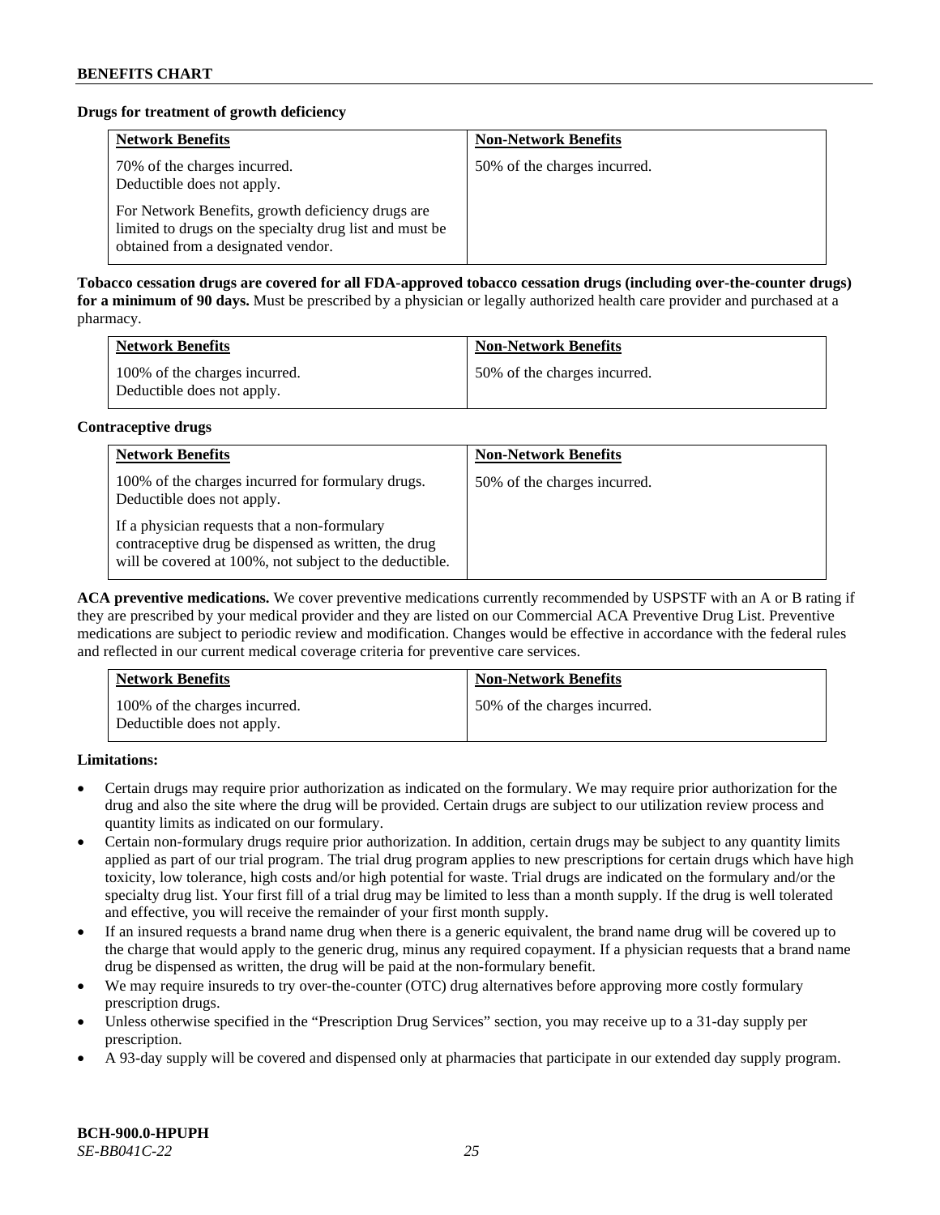**Drugs for treatment of growth deficiency**

| Network Benefits | Non-Network Benefits |
|---|---|
| 70% of the charges incurred. Deductible does not apply.<br><br>For Network Benefits, growth deficiency drugs are limited to drugs on the specialty drug list and must be obtained from a designated vendor. | 50% of the charges incurred. |

**Tobacco cessation drugs are covered for all FDA-approved tobacco cessation drugs (including over-the-counter drugs) for a minimum of 90 days.** Must be prescribed by a physician or legally authorized health care provider and purchased at a pharmacy.

| Network Benefits | Non-Network Benefits |
|---|---|
| 100% of the charges incurred. Deductible does not apply. | 50% of the charges incurred. |

**Contraceptive drugs**

| Network Benefits | Non-Network Benefits |
|---|---|
| 100% of the charges incurred for formulary drugs. Deductible does not apply.<br><br>If a physician requests that a non-formulary contraceptive drug be dispensed as written, the drug will be covered at 100%, not subject to the deductible. | 50% of the charges incurred. |

**ACA preventive medications.** We cover preventive medications currently recommended by USPSTF with an A or B rating if they are prescribed by your medical provider and they are listed on our Commercial ACA Preventive Drug List. Preventive medications are subject to periodic review and modification. Changes would be effective in accordance with the federal rules and reflected in our current medical coverage criteria for preventive care services.

| Network Benefits | Non-Network Benefits |
|---|---|
| 100% of the charges incurred. Deductible does not apply. | 50% of the charges incurred. |

**Limitations:**

- Certain drugs may require prior authorization as indicated on the formulary. We may require prior authorization for the drug and also the site where the drug will be provided. Certain drugs are subject to our utilization review process and quantity limits as indicated on our formulary.
- Certain non-formulary drugs require prior authorization. In addition, certain drugs may be subject to any quantity limits applied as part of our trial program. The trial drug program applies to new prescriptions for certain drugs which have high toxicity, low tolerance, high costs and/or high potential for waste. Trial drugs are indicated on the formulary and/or the specialty drug list. Your first fill of a trial drug may be limited to less than a month supply. If the drug is well tolerated and effective, you will receive the remainder of your first month supply.
- If an insured requests a brand name drug when there is a generic equivalent, the brand name drug will be covered up to the charge that would apply to the generic drug, minus any required copayment. If a physician requests that a brand name drug be dispensed as written, the drug will be paid at the non-formulary benefit.
- We may require insureds to try over-the-counter (OTC) drug alternatives before approving more costly formulary prescription drugs.
- Unless otherwise specified in the "Prescription Drug Services" section, you may receive up to a 31-day supply per prescription.
- A 93-day supply will be covered and dispensed only at pharmacies that participate in our extended day supply program.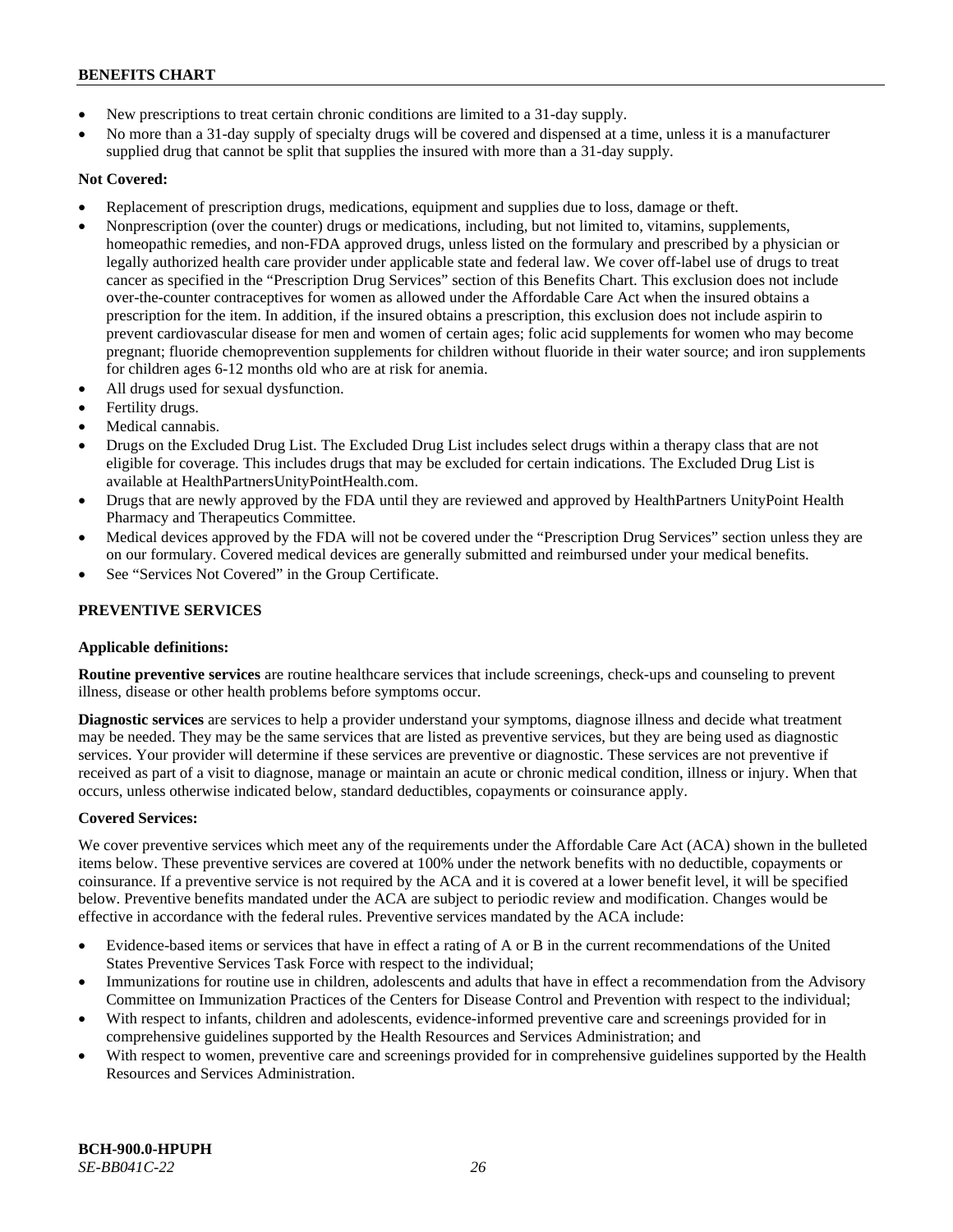- New prescriptions to treat certain chronic conditions are limited to a 31-day supply.
- No more than a 31-day supply of specialty drugs will be covered and dispensed at a time, unless it is a manufacturer supplied drug that cannot be split that supplies the insured with more than a 31-day supply.

**Not Covered:**

- Replacement of prescription drugs, medications, equipment and supplies due to loss, damage or theft.
- Nonprescription (over the counter) drugs or medications, including, but not limited to, vitamins, supplements, homeopathic remedies, and non-FDA approved drugs, unless listed on the formulary and prescribed by a physician or legally authorized health care provider under applicable state and federal law. We cover off-label use of drugs to treat cancer as specified in the "Prescription Drug Services" section of this Benefits Chart. This exclusion does not include over-the-counter contraceptives for women as allowed under the Affordable Care Act when the insured obtains a prescription for the item. In addition, if the insured obtains a prescription, this exclusion does not include aspirin to prevent cardiovascular disease for men and women of certain ages; folic acid supplements for women who may become pregnant; fluoride chemoprevention supplements for children without fluoride in their water source; and iron supplements for children ages 6-12 months old who are at risk for anemia.
- All drugs used for sexual dysfunction.
- Fertility drugs.
- Medical cannabis.
- Drugs on the Excluded Drug List. The Excluded Drug List includes select drugs within a therapy class that are not eligible for coverage. This includes drugs that may be excluded for certain indications. The Excluded Drug List is available at HealthPartnersUnityPointHealth.com.
- Drugs that are newly approved by the FDA until they are reviewed and approved by HealthPartners UnityPoint Health Pharmacy and Therapeutics Committee.
- Medical devices approved by the FDA will not be covered under the "Prescription Drug Services" section unless they are on our formulary. Covered medical devices are generally submitted and reimbursed under your medical benefits.
- See "Services Not Covered" in the Group Certificate.

## PREVENTIVE SERVICES

**Applicable definitions:**

**Routine preventive services** are routine healthcare services that include screenings, check-ups and counseling to prevent illness, disease or other health problems before symptoms occur.

**Diagnostic services** are services to help a provider understand your symptoms, diagnose illness and decide what treatment may be needed. They may be the same services that are listed as preventive services, but they are being used as diagnostic services. Your provider will determine if these services are preventive or diagnostic. These services are not preventive if received as part of a visit to diagnose, manage or maintain an acute or chronic medical condition, illness or injury. When that occurs, unless otherwise indicated below, standard deductibles, copayments or coinsurance apply.

**Covered Services:**

We cover preventive services which meet any of the requirements under the Affordable Care Act (ACA) shown in the bulleted items below. These preventive services are covered at 100% under the network benefits with no deductible, copayments or coinsurance. If a preventive service is not required by the ACA and it is covered at a lower benefit level, it will be specified below. Preventive benefits mandated under the ACA are subject to periodic review and modification. Changes would be effective in accordance with the federal rules. Preventive services mandated by the ACA include:

- Evidence-based items or services that have in effect a rating of A or B in the current recommendations of the United States Preventive Services Task Force with respect to the individual;
- Immunizations for routine use in children, adolescents and adults that have in effect a recommendation from the Advisory Committee on Immunization Practices of the Centers for Disease Control and Prevention with respect to the individual;
- With respect to infants, children and adolescents, evidence-informed preventive care and screenings provided for in comprehensive guidelines supported by the Health Resources and Services Administration; and
- With respect to women, preventive care and screenings provided for in comprehensive guidelines supported by the Health Resources and Services Administration.

**BCH-900.0-HPUPH**
*SE-BB041C-22*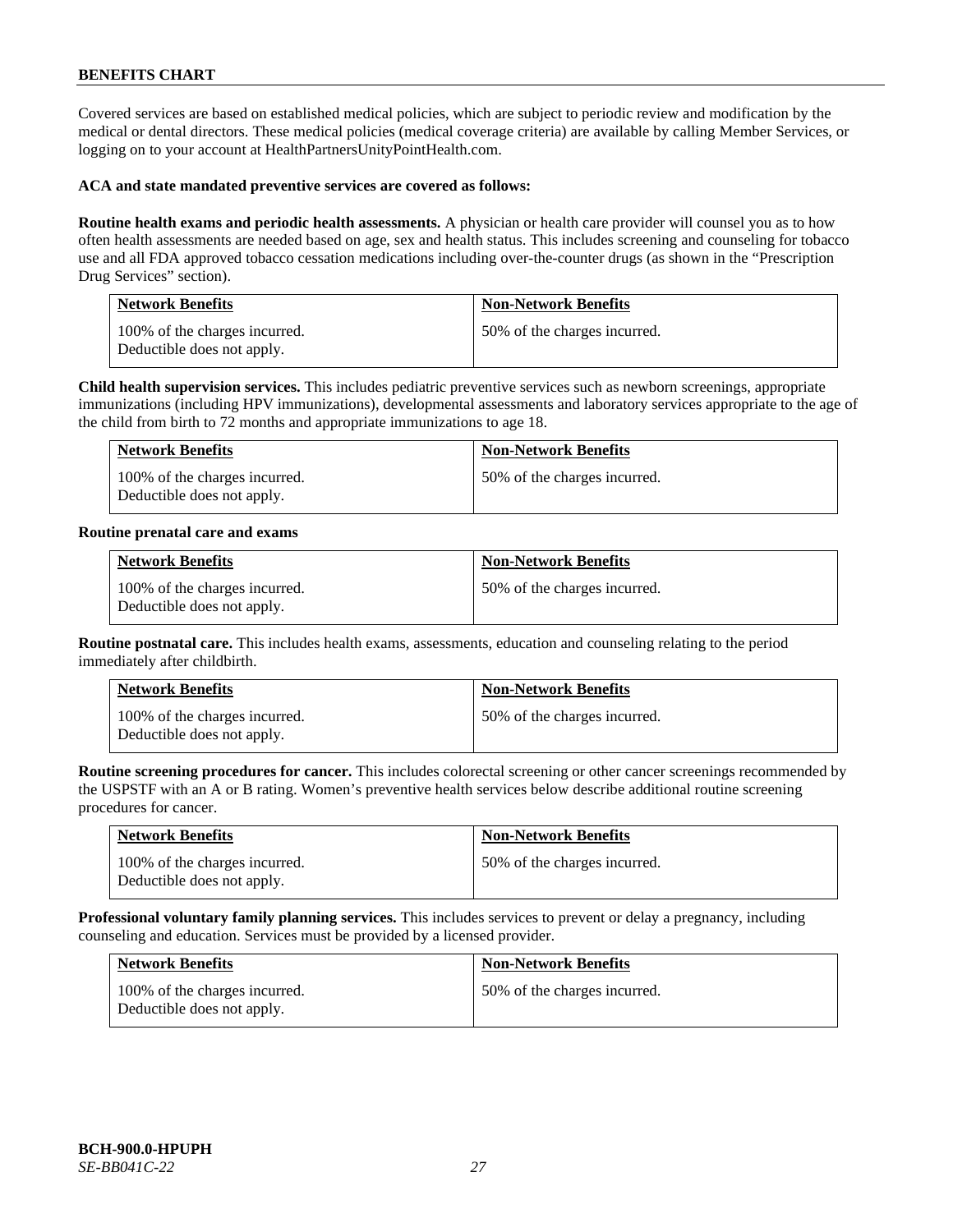Covered services are based on established medical policies, which are subject to periodic review and modification by the medical or dental directors. These medical policies (medical coverage criteria) are available by calling Member Services, or logging on to your account at HealthPartnersUnityPointHealth.com.

**ACA and state mandated preventive services are covered as follows:**

**Routine health exams and periodic health assessments.** A physician or health care provider will counsel you as to how often health assessments are needed based on age, sex and health status. This includes screening and counseling for tobacco use and all FDA approved tobacco cessation medications including over-the-counter drugs (as shown in the "Prescription Drug Services" section).

| Network Benefits | Non-Network Benefits |
|---|---|
| 100% of the charges incurred. Deductible does not apply. | 50% of the charges incurred. |

**Child health supervision services.** This includes pediatric preventive services such as newborn screenings, appropriate immunizations (including HPV immunizations), developmental assessments and laboratory services appropriate to the age of the child from birth to 72 months and appropriate immunizations to age 18.

| Network Benefits | Non-Network Benefits |
|---|---|
| 100% of the charges incurred. Deductible does not apply. | 50% of the charges incurred. |

**Routine prenatal care and exams**

| Network Benefits | Non-Network Benefits |
|---|---|
| 100% of the charges incurred. Deductible does not apply. | 50% of the charges incurred. |

**Routine postnatal care.** This includes health exams, assessments, education and counseling relating to the period immediately after childbirth.

| Network Benefits | Non-Network Benefits |
|---|---|
| 100% of the charges incurred. Deductible does not apply. | 50% of the charges incurred. |

**Routine screening procedures for cancer.** This includes colorectal screening or other cancer screenings recommended by the USPSTF with an A or B rating. Women's preventive health services below describe additional routine screening procedures for cancer.

| Network Benefits | Non-Network Benefits |
|---|---|
| 100% of the charges incurred. Deductible does not apply. | 50% of the charges incurred. |

**Professional voluntary family planning services.** This includes services to prevent or delay a pregnancy, including counseling and education. Services must be provided by a licensed provider.

| Network Benefits | Non-Network Benefits |
|---|---|
| 100% of the charges incurred. Deductible does not apply. | 50% of the charges incurred. |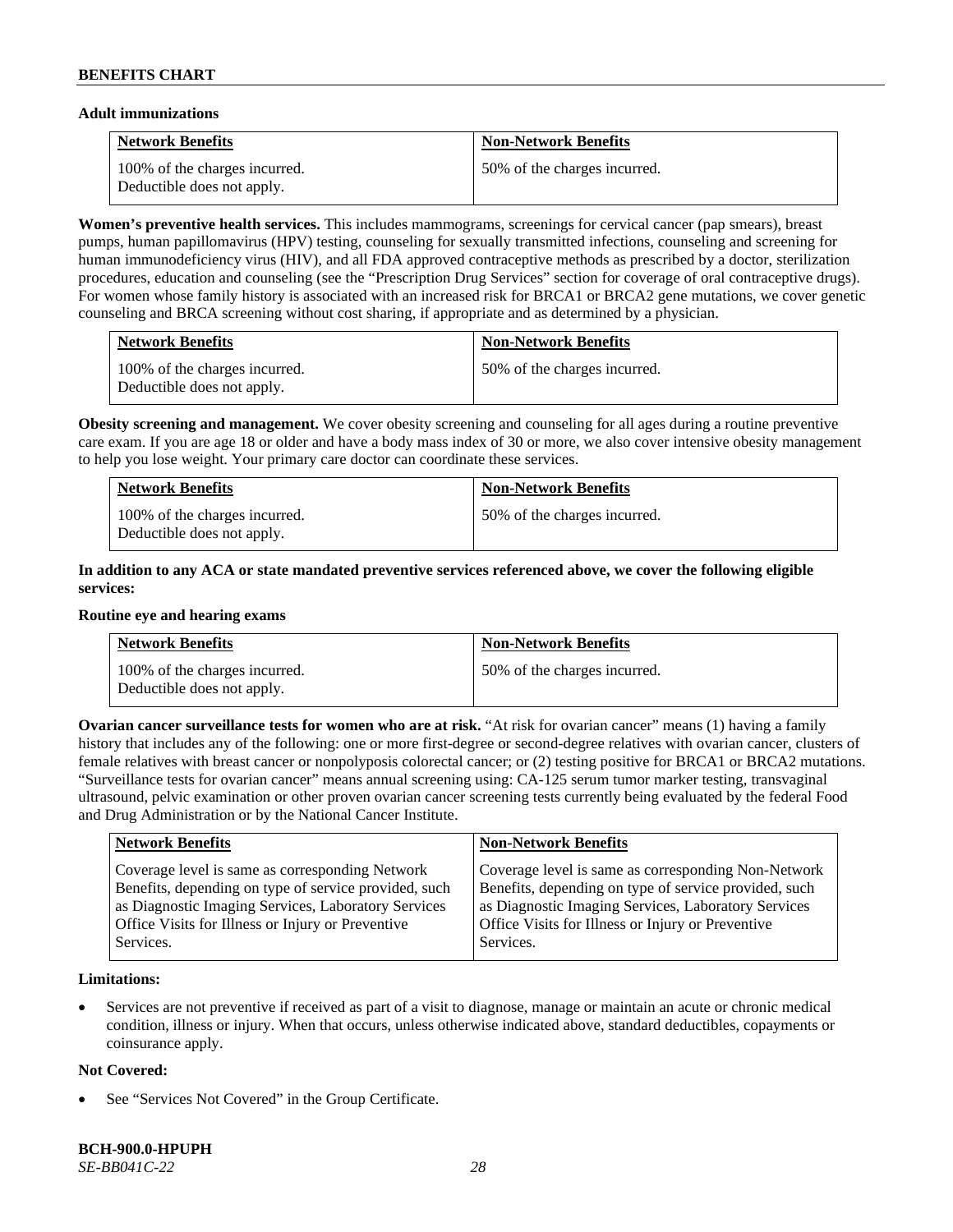**Adult immunizations**

| Network Benefits | Non-Network Benefits |
|---|---|
| 100% of the charges incurred. Deductible does not apply. | 50% of the charges incurred. |

**Women's preventive health services.** This includes mammograms, screenings for cervical cancer (pap smears), breast pumps, human papillomavirus (HPV) testing, counseling for sexually transmitted infections, counseling and screening for human immunodeficiency virus (HIV), and all FDA approved contraceptive methods as prescribed by a doctor, sterilization procedures, education and counseling (see the "Prescription Drug Services" section for coverage of oral contraceptive drugs). For women whose family history is associated with an increased risk for BRCA1 or BRCA2 gene mutations, we cover genetic counseling and BRCA screening without cost sharing, if appropriate and as determined by a physician.

| Network Benefits | Non-Network Benefits |
|---|---|
| 100% of the charges incurred. Deductible does not apply. | 50% of the charges incurred. |

**Obesity screening and management.** We cover obesity screening and counseling for all ages during a routine preventive care exam. If you are age 18 or older and have a body mass index of 30 or more, we also cover intensive obesity management to help you lose weight. Your primary care doctor can coordinate these services.

| Network Benefits | Non-Network Benefits |
|---|---|
| 100% of the charges incurred. Deductible does not apply. | 50% of the charges incurred. |

**In addition to any ACA or state mandated preventive services referenced above, we cover the following eligible services:**

**Routine eye and hearing exams**

| Network Benefits | Non-Network Benefits |
|---|---|
| 100% of the charges incurred. Deductible does not apply. | 50% of the charges incurred. |

**Ovarian cancer surveillance tests for women who are at risk.** "At risk for ovarian cancer" means (1) having a family history that includes any of the following: one or more first-degree or second-degree relatives with ovarian cancer, clusters of female relatives with breast cancer or nonpolyposis colorectal cancer; or (2) testing positive for BRCA1 or BRCA2 mutations. "Surveillance tests for ovarian cancer" means annual screening using: CA-125 serum tumor marker testing, transvaginal ultrasound, pelvic examination or other proven ovarian cancer screening tests currently being evaluated by the federal Food and Drug Administration or by the National Cancer Institute.

| Network Benefits | Non-Network Benefits |
|---|---|
| Coverage level is same as corresponding Network Benefits, depending on type of service provided, such as Diagnostic Imaging Services, Laboratory Services Office Visits for Illness or Injury or Preventive Services. | Coverage level is same as corresponding Non-Network Benefits, depending on type of service provided, such as Diagnostic Imaging Services, Laboratory Services Office Visits for Illness or Injury or Preventive Services. |

**Limitations:**

- Services are not preventive if received as part of a visit to diagnose, manage or maintain an acute or chronic medical condition, illness or injury. When that occurs, unless otherwise indicated above, standard deductibles, copayments or coinsurance apply.

**Not Covered:**

- See "Services Not Covered" in the Group Certificate.

**BCH-900.0-HPUPH**
*SE-BB041C-22*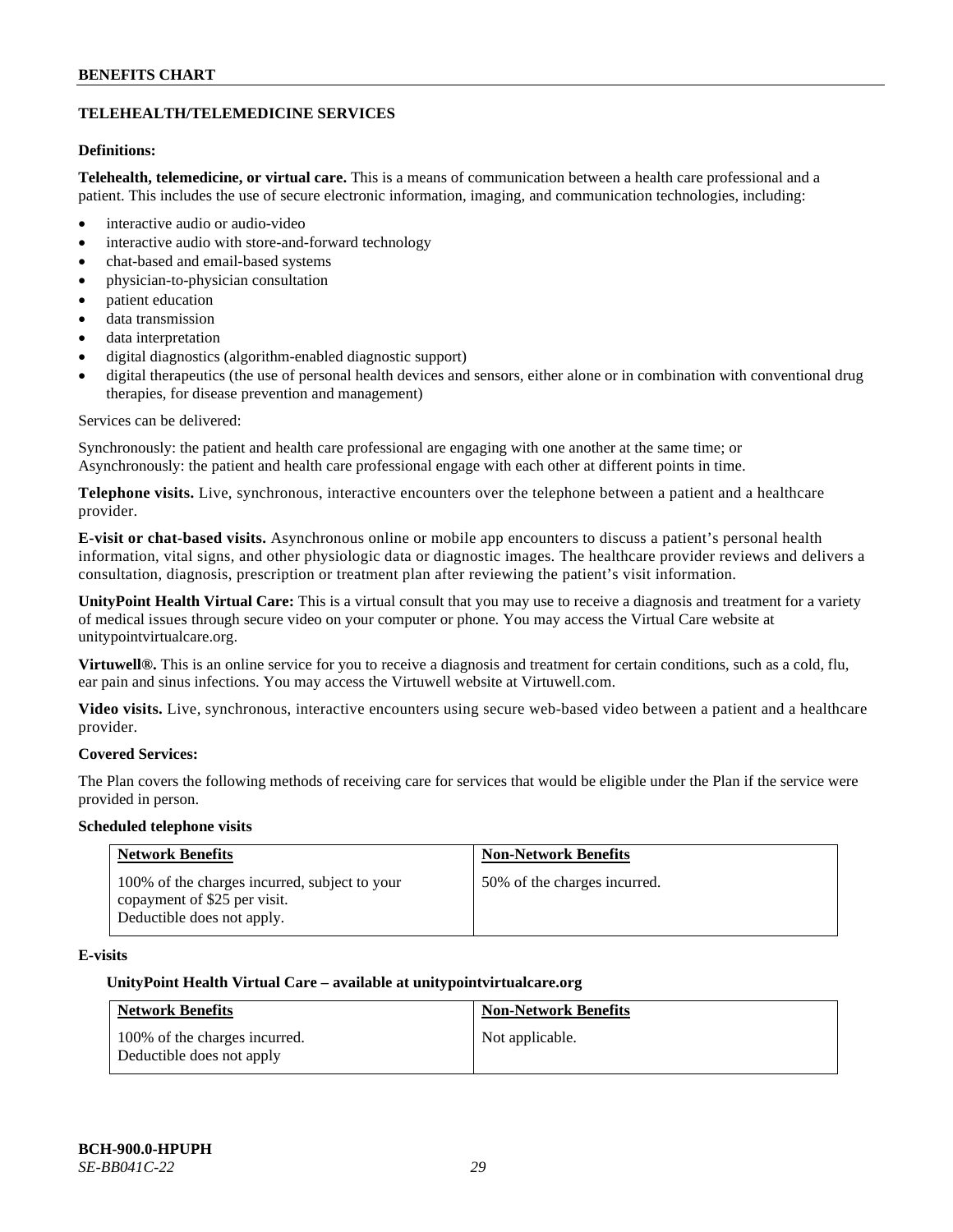**BENEFITS CHART**

## TELEHEALTH/TELEMEDICINE SERVICES

**Definitions:**

**Telehealth, telemedicine, or virtual care.** This is a means of communication between a health care professional and a patient. This includes the use of secure electronic information, imaging, and communication technologies, including:

- interactive audio or audio-video
- interactive audio with store-and-forward technology
- chat-based and email-based systems
- physician-to-physician consultation
- patient education
- data transmission
- data interpretation
- digital diagnostics (algorithm-enabled diagnostic support)
- digital therapeutics (the use of personal health devices and sensors, either alone or in combination with conventional drug therapies, for disease prevention and management)

Services can be delivered:

Synchronously: the patient and health care professional are engaging with one another at the same time; or
Asynchronously: the patient and health care professional engage with each other at different points in time.

**Telephone visits.** Live, synchronous, interactive encounters over the telephone between a patient and a healthcare provider.

**E-visit or chat-based visits.** Asynchronous online or mobile app encounters to discuss a patient's personal health information, vital signs, and other physiologic data or diagnostic images. The healthcare provider reviews and delivers a consultation, diagnosis, prescription or treatment plan after reviewing the patient's visit information.

**UnityPoint Health Virtual Care:** This is a virtual consult that you may use to receive a diagnosis and treatment for a variety of medical issues through secure video on your computer or phone. You may access the Virtual Care website at unitypointvirtualcare.org.

**Virtuwell®.** This is an online service for you to receive a diagnosis and treatment for certain conditions, such as a cold, flu, ear pain and sinus infections. You may access the Virtuwell website at Virtuwell.com.

**Video visits.** Live, synchronous, interactive encounters using secure web-based video between a patient and a healthcare provider.

**Covered Services:**

The Plan covers the following methods of receiving care for services that would be eligible under the Plan if the service were provided in person.

**Scheduled telephone visits**

| Network Benefits | Non-Network Benefits |
|---|---|
| 100% of the charges incurred, subject to your copayment of $25 per visit.<br>Deductible does not apply. | 50% of the charges incurred. |

**E-visits**

**UnityPoint Health Virtual Care – available at unitypointvirtualcare.org**

| Network Benefits | Non-Network Benefits |
|---|---|
| 100% of the charges incurred.<br>Deductible does not apply | Not applicable. |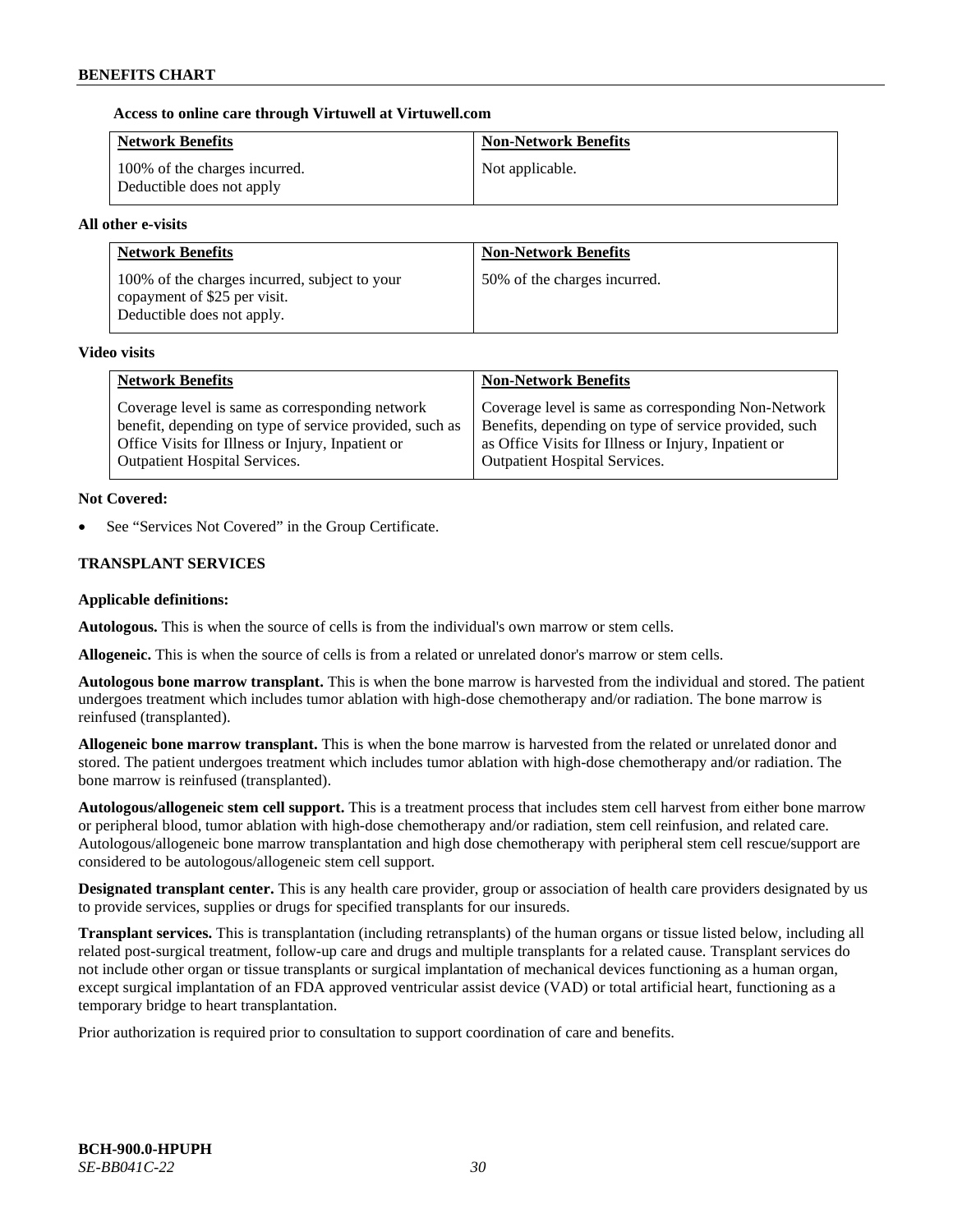**Access to online care through Virtuwell at Virtuwell.com**

| Network Benefits | Non-Network Benefits |
| --- | --- |
| 100% of the charges incurred. Deductible does not apply | Not applicable. |

**All other e-visits**

| Network Benefits | Non-Network Benefits |
| --- | --- |
| 100% of the charges incurred, subject to your copayment of $25 per visit. Deductible does not apply. | 50% of the charges incurred. |

**Video visits**

| Network Benefits | Non-Network Benefits |
| --- | --- |
| Coverage level is same as corresponding network benefit, depending on type of service provided, such as Office Visits for Illness or Injury, Inpatient or Outpatient Hospital Services. | Coverage level is same as corresponding Non-Network Benefits, depending on type of service provided, such as Office Visits for Illness or Injury, Inpatient or Outpatient Hospital Services. |

**Not Covered:**

- See "Services Not Covered" in the Group Certificate.

**TRANSPLANT SERVICES**

**Applicable definitions:**

**Autologous.** This is when the source of cells is from the individual's own marrow or stem cells.

**Allogeneic.** This is when the source of cells is from a related or unrelated donor's marrow or stem cells.

**Autologous bone marrow transplant.** This is when the bone marrow is harvested from the individual and stored. The patient undergoes treatment which includes tumor ablation with high-dose chemotherapy and/or radiation. The bone marrow is reinfused (transplanted).

**Allogeneic bone marrow transplant.** This is when the bone marrow is harvested from the related or unrelated donor and stored. The patient undergoes treatment which includes tumor ablation with high-dose chemotherapy and/or radiation. The bone marrow is reinfused (transplanted).

**Autologous/allogeneic stem cell support.** This is a treatment process that includes stem cell harvest from either bone marrow or peripheral blood, tumor ablation with high-dose chemotherapy and/or radiation, stem cell reinfusion, and related care. Autologous/allogeneic bone marrow transplantation and high dose chemotherapy with peripheral stem cell rescue/support are considered to be autologous/allogeneic stem cell support.

**Designated transplant center.** This is any health care provider, group or association of health care providers designated by us to provide services, supplies or drugs for specified transplants for our insureds.

**Transplant services.** This is transplantation (including retransplants) of the human organs or tissue listed below, including all related post-surgical treatment, follow-up care and drugs and multiple transplants for a related cause. Transplant services do not include other organ or tissue transplants or surgical implantation of mechanical devices functioning as a human organ, except surgical implantation of an FDA approved ventricular assist device (VAD) or total artificial heart, functioning as a temporary bridge to heart transplantation.

Prior authorization is required prior to consultation to support coordination of care and benefits.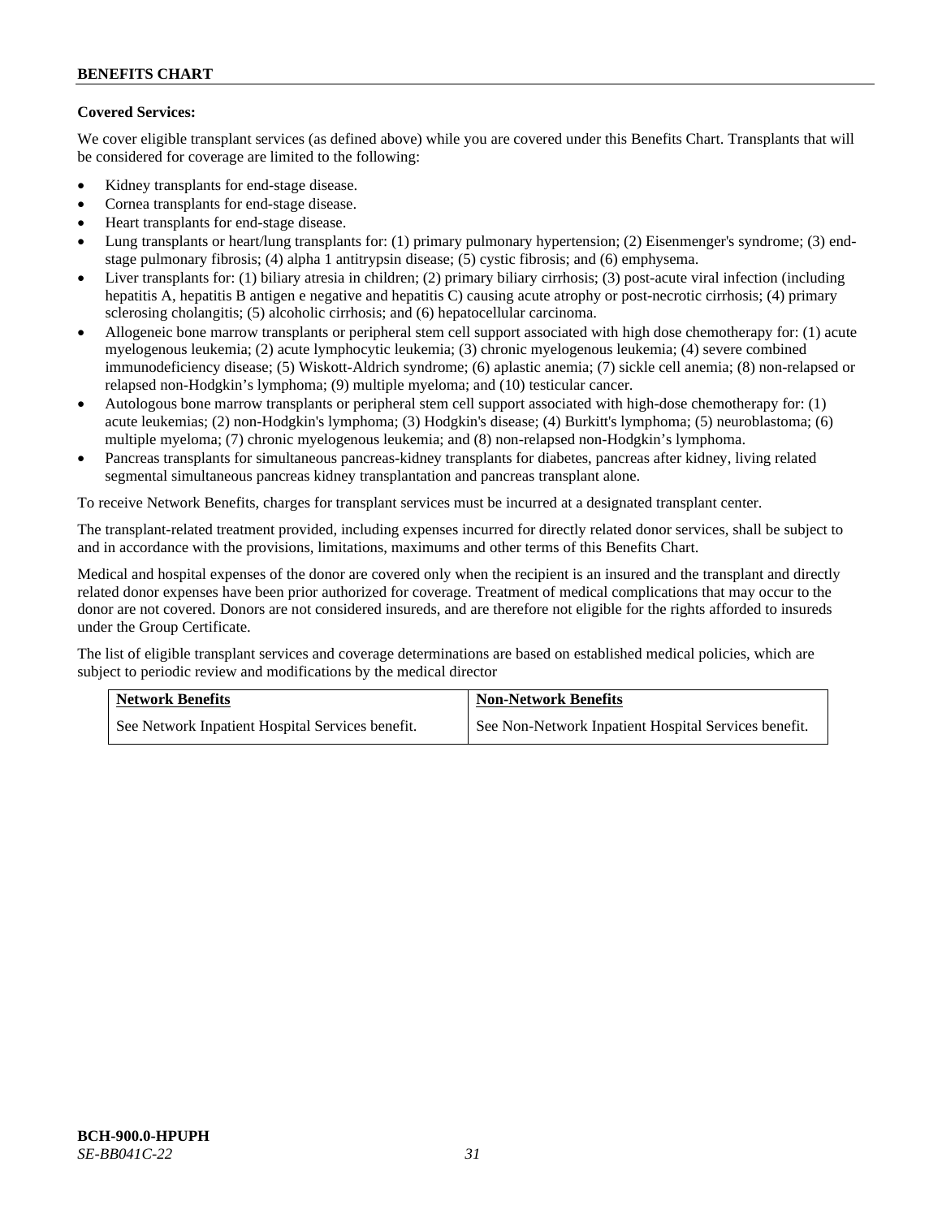**Covered Services:**

We cover eligible transplant services (as defined above) while you are covered under this Benefits Chart. Transplants that will be considered for coverage are limited to the following:

- Kidney transplants for end-stage disease.
- Cornea transplants for end-stage disease.
- Heart transplants for end-stage disease.
- Lung transplants or heart/lung transplants for: (1) primary pulmonary hypertension; (2) Eisenmenger's syndrome; (3) end-stage pulmonary fibrosis; (4) alpha 1 antitrypsin disease; (5) cystic fibrosis; and (6) emphysema.
- Liver transplants for: (1) biliary atresia in children; (2) primary biliary cirrhosis; (3) post-acute viral infection (including hepatitis A, hepatitis B antigen e negative and hepatitis C) causing acute atrophy or post-necrotic cirrhosis; (4) primary sclerosing cholangitis; (5) alcoholic cirrhosis; and (6) hepatocellular carcinoma.
- Allogeneic bone marrow transplants or peripheral stem cell support associated with high dose chemotherapy for: (1) acute myelogenous leukemia; (2) acute lymphocytic leukemia; (3) chronic myelogenous leukemia; (4) severe combined immunodeficiency disease; (5) Wiskott-Aldrich syndrome; (6) aplastic anemia; (7) sickle cell anemia; (8) non-relapsed or relapsed non-Hodgkin's lymphoma; (9) multiple myeloma; and (10) testicular cancer.
- Autologous bone marrow transplants or peripheral stem cell support associated with high-dose chemotherapy for: (1) acute leukemias; (2) non-Hodgkin's lymphoma; (3) Hodgkin's disease; (4) Burkitt's lymphoma; (5) neuroblastoma; (6) multiple myeloma; (7) chronic myelogenous leukemia; and (8) non-relapsed non-Hodgkin's lymphoma.
- Pancreas transplants for simultaneous pancreas-kidney transplants for diabetes, pancreas after kidney, living related segmental simultaneous pancreas kidney transplantation and pancreas transplant alone.

To receive Network Benefits, charges for transplant services must be incurred at a designated transplant center.

The transplant-related treatment provided, including expenses incurred for directly related donor services, shall be subject to and in accordance with the provisions, limitations, maximums and other terms of this Benefits Chart.

Medical and hospital expenses of the donor are covered only when the recipient is an insured and the transplant and directly related donor expenses have been prior authorized for coverage. Treatment of medical complications that may occur to the donor are not covered. Donors are not considered insureds, and are therefore not eligible for the rights afforded to insureds under the Group Certificate.

The list of eligible transplant services and coverage determinations are based on established medical policies, which are subject to periodic review and modifications by the medical director

| Network Benefits | Non-Network Benefits |
| --- | --- |
| See Network Inpatient Hospital Services benefit. | See Non-Network Inpatient Hospital Services benefit. |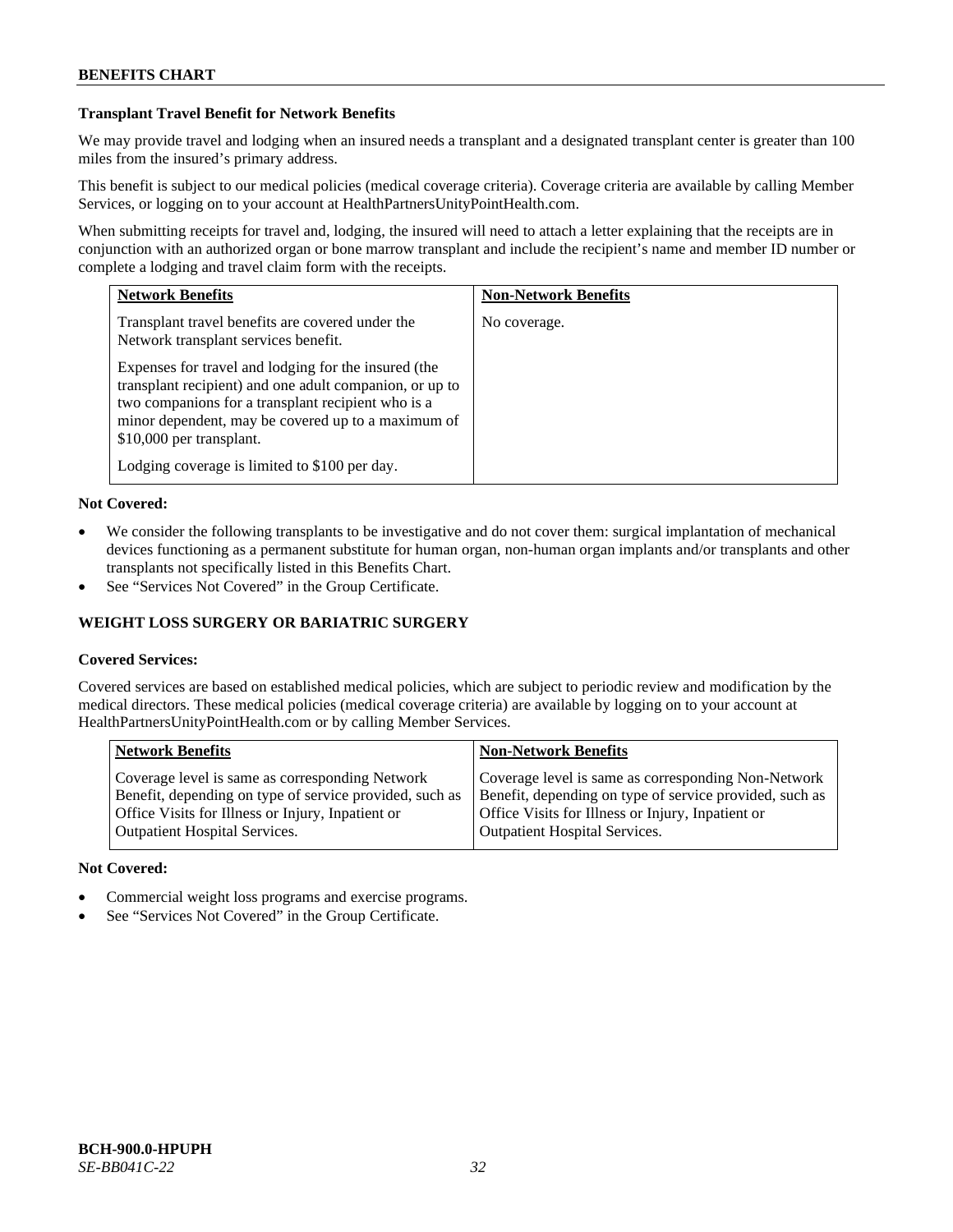### Transplant Travel Benefit for Network Benefits

We may provide travel and lodging when an insured needs a transplant and a designated transplant center is greater than 100 miles from the insured's primary address.

This benefit is subject to our medical policies (medical coverage criteria). Coverage criteria are available by calling Member Services, or logging on to your account at HealthPartnersUnityPointHealth.com.

When submitting receipts for travel and, lodging, the insured will need to attach a letter explaining that the receipts are in conjunction with an authorized organ or bone marrow transplant and include the recipient's name and member ID number or complete a lodging and travel claim form with the receipts.

| Network Benefits | Non-Network Benefits |
| --- | --- |
| Transplant travel benefits are covered under the Network transplant services benefit.<br><br>Expenses for travel and lodging for the insured (the transplant recipient) and one adult companion, or up to two companions for a transplant recipient who is a minor dependent, may be covered up to a maximum of $10,000 per transplant.<br><br>Lodging coverage is limited to $100 per day. | No coverage. |

**Not Covered:**

- We consider the following transplants to be investigative and do not cover them: surgical implantation of mechanical devices functioning as a permanent substitute for human organ, non-human organ implants and/or transplants and other transplants not specifically listed in this Benefits Chart.
- See "Services Not Covered" in the Group Certificate.

## WEIGHT LOSS SURGERY OR BARIATRIC SURGERY

**Covered Services:**

Covered services are based on established medical policies, which are subject to periodic review and modification by the medical directors. These medical policies (medical coverage criteria) are available by logging on to your account at HealthPartnersUnityPointHealth.com or by calling Member Services.

| Network Benefits | Non-Network Benefits |
| --- | --- |
| Coverage level is same as corresponding Network Benefit, depending on type of service provided, such as Office Visits for Illness or Injury, Inpatient or Outpatient Hospital Services. | Coverage level is same as corresponding Non-Network Benefit, depending on type of service provided, such as Office Visits for Illness or Injury, Inpatient or Outpatient Hospital Services. |

**Not Covered:**

- Commercial weight loss programs and exercise programs.
- See "Services Not Covered" in the Group Certificate.

**BCH-900.0-HPUPH**
*SE-BB041C-22*